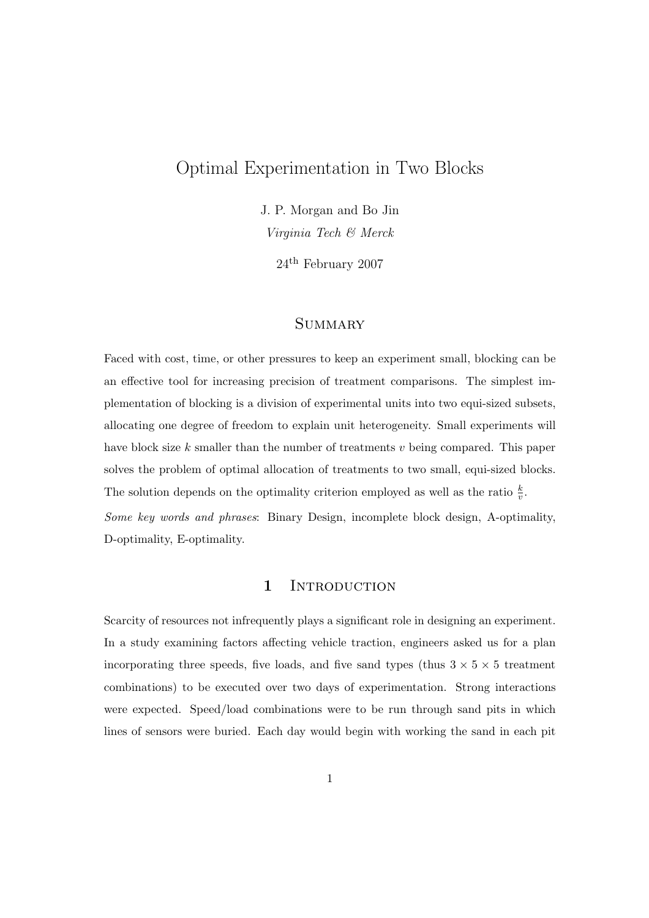# Optimal Experimentation in Two Blocks

J. P. Morgan and Bo Jin

*Virginia Tech & Merck*

24th February 2007

## Summary

Faced with cost, time, or other pressures to keep an experiment small, blocking can be an effective tool for increasing precision of treatment comparisons. The simplest implementation of blocking is a division of experimental units into two equi-sized subsets, allocating one degree of freedom to explain unit heterogeneity. Small experiments will have block size $k$ smaller than the number of treatments $v$ being compared. This paper solves the problem of optimal allocation of treatments to two small, equi-sized blocks. The solution depends on the optimality criterion employed as well as the ratio $\frac{k}{v}$.

*Some key words and phrases*: Binary Design, incomplete block design, A-optimality, D-optimality, E-optimality.

## 1 Introduction

Scarcity of resources not infrequently plays a significant role in designing an experiment. In a study examining factors affecting vehicle traction, engineers asked us for a plan incorporating three speeds, five loads, and five sand types (thus $3 \times 5 \times 5$ treatment combinations) to be executed over two days of experimentation. Strong interactions were expected. Speed/load combinations were to be run through sand pits in which lines of sensors were buried. Each day would begin with working the sand in each pit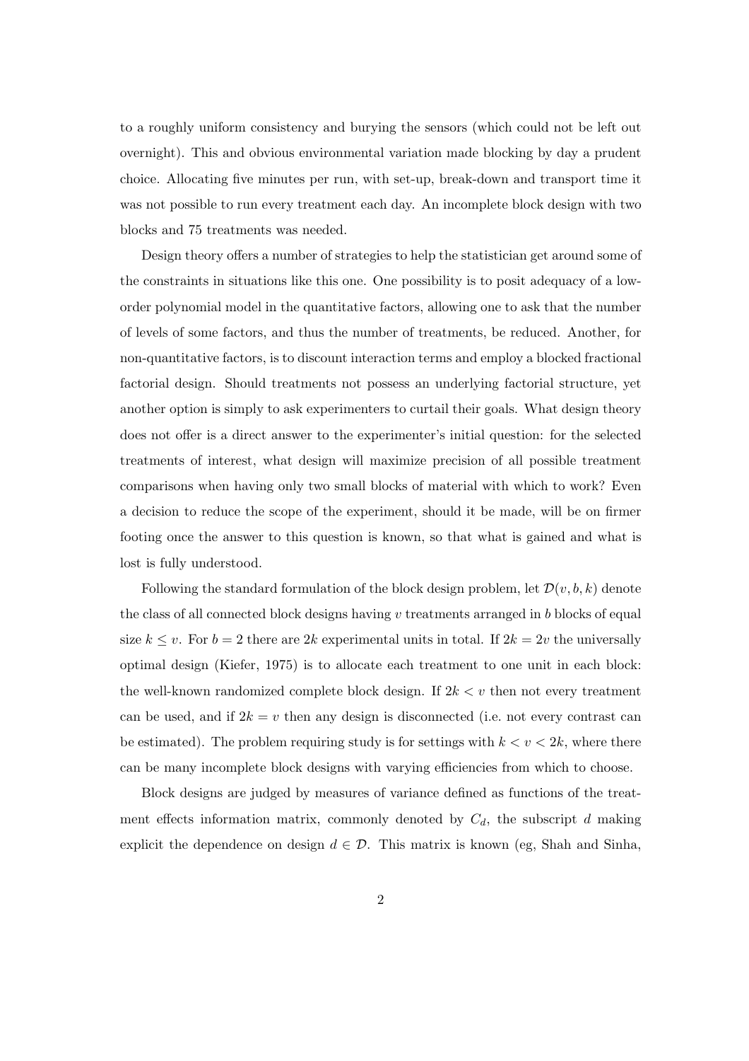to a roughly uniform consistency and burying the sensors (which could not be left out overnight). This and obvious environmental variation made blocking by day a prudent choice. Allocating five minutes per run, with set-up, break-down and transport time it was not possible to run every treatment each day. An incomplete block design with two blocks and 75 treatments was needed.

Design theory offers a number of strategies to help the statistician get around some of the constraints in situations like this one. One possibility is to posit adequacy of a low-order polynomial model in the quantitative factors, allowing one to ask that the number of levels of some factors, and thus the number of treatments, be reduced. Another, for non-quantitative factors, is to discount interaction terms and employ a blocked fractional factorial design. Should treatments not possess an underlying factorial structure, yet another option is simply to ask experimenters to curtail their goals. What design theory does not offer is a direct answer to the experimenter's initial question: for the selected treatments of interest, what design will maximize precision of all possible treatment comparisons when having only two small blocks of material with which to work? Even a decision to reduce the scope of the experiment, should it be made, will be on firmer footing once the answer to this question is known, so that what is gained and what is lost is fully understood.

Following the standard formulation of the block design problem, let $\mathcal{D}(v, b, k)$ denote the class of all connected block designs having $v$ treatments arranged in $b$ blocks of equal size $k \leq v$. For $b = 2$ there are $2k$ experimental units in total. If $2k = 2v$ the universally optimal design (Kiefer, 1975) is to allocate each treatment to one unit in each block: the well-known randomized complete block design. If $2k < v$ then not every treatment can be used, and if $2k = v$ then any design is disconnected (i.e. not every contrast can be estimated). The problem requiring study is for settings with $k < v < 2k$, where there can be many incomplete block designs with varying efficiencies from which to choose.

Block designs are judged by measures of variance defined as functions of the treatment effects information matrix, commonly denoted by $C_d$, the subscript $d$ making explicit the dependence on design $d \in \mathcal{D}$. This matrix is known (eg, Shah and Sinha,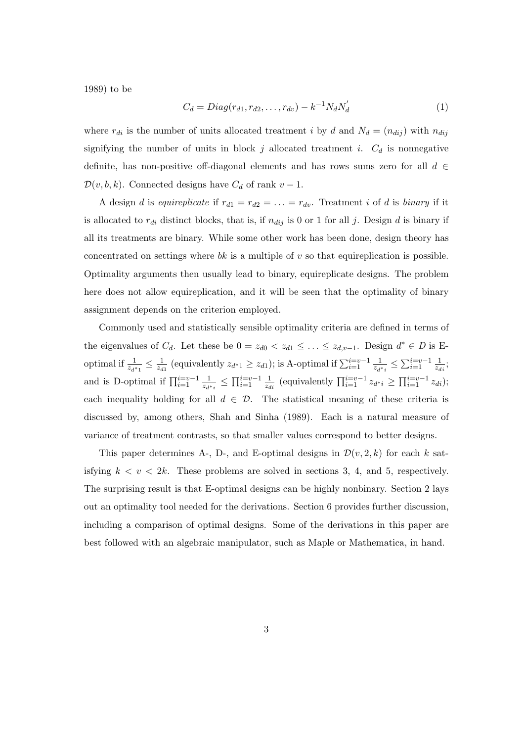1989) to be

$$C_d = Diag(r_{d1}, r_{d2}, \ldots, r_{dv}) - k^{-1} N_d N_d^{'} \tag{1}$$

where $r_{di}$ is the number of units allocated treatment $i$ by $d$ and $N_d = (n_{dij})$ with $n_{dij}$ signifying the number of units in block $j$ allocated treatment $i$. $C_d$ is nonnegative definite, has non-positive off-diagonal elements and has rows sums zero for all $d \in \mathcal{D}(v, b, k)$. Connected designs have $C_d$ of rank $v - 1$.

A design $d$ is *equireplicate* if $r_{d1} = r_{d2} = \ldots = r_{dv}$. Treatment $i$ of $d$ is *binary* if it is allocated to $r_{di}$ distinct blocks, that is, if $n_{dij}$ is 0 or 1 for all $j$. Design $d$ is binary if all its treatments are binary. While some other work has been done, design theory has concentrated on settings where $bk$ is a multiple of $v$ so that equireplication is possible. Optimality arguments then usually lead to binary, equireplicate designs. The problem here does not allow equireplication, and it will be seen that the optimality of binary assignment depends on the criterion employed.

Commonly used and statistically sensible optimality criteria are defined in terms of the eigenvalues of $C_d$. Let these be $0 = z_{d0} < z_{d1} \leq \ldots \leq z_{d,v-1}$. Design $d^* \in D$ is E-optimal if $\frac{1}{z_{d^*1}} \leq \frac{1}{z_{d1}}$ (equivalently $z_{d^*1} \geq z_{d1}$); is A-optimal if $\sum_{i=1}^{i=v-1} \frac{1}{z_{d^*i}} \leq \sum_{i=1}^{i=v-1} \frac{1}{z_{di}}$; and is D-optimal if $\prod_{i=1}^{i=v-1} \frac{1}{z_{d^*i}} \leq \prod_{i=1}^{i=v-1} \frac{1}{z_{di}}$ (equivalently $\prod_{i=1}^{i=v-1} z_{d^*i} \geq \prod_{i=1}^{i=v-1} z_{di}$); each inequality holding for all $d \in \mathcal{D}$. The statistical meaning of these criteria is discussed by, among others, Shah and Sinha (1989). Each is a natural measure of variance of treatment contrasts, so that smaller values correspond to better designs.

This paper determines A-, D-, and E-optimal designs in $\mathcal{D}(v, 2, k)$ for each $k$ satisfying $k < v < 2k$. These problems are solved in sections 3, 4, and 5, respectively. The surprising result is that E-optimal designs can be highly nonbinary. Section 2 lays out an optimality tool needed for the derivations. Section 6 provides further discussion, including a comparison of optimal designs. Some of the derivations in this paper are best followed with an algebraic manipulator, such as Maple or Mathematica, in hand.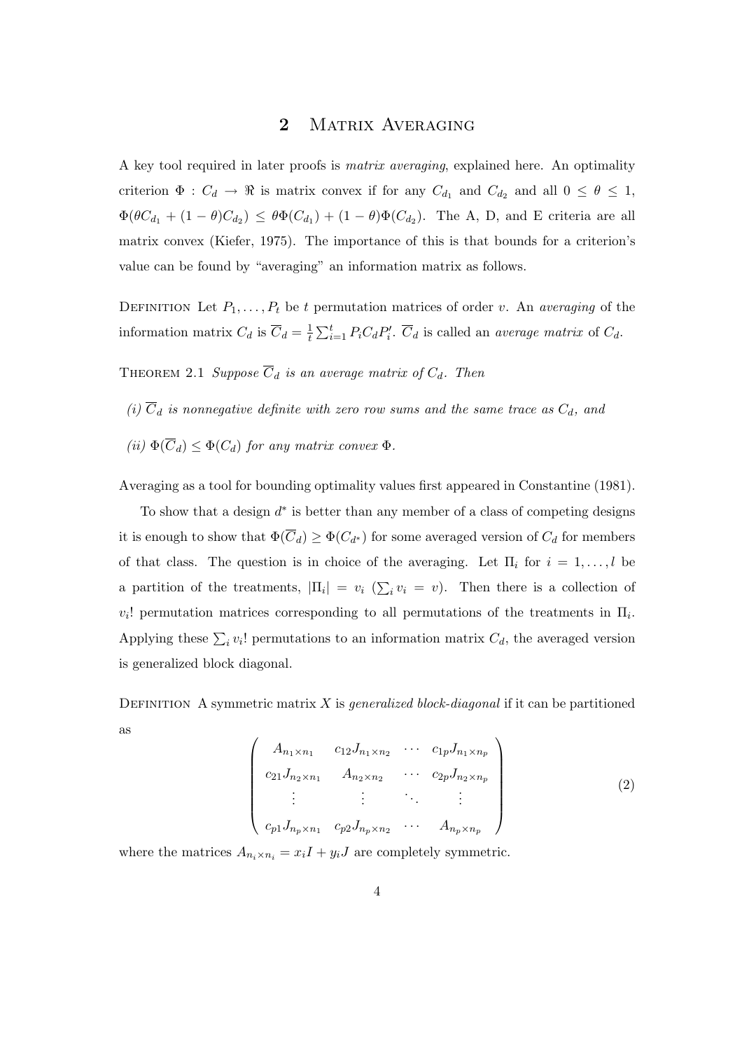## 2 Matrix Averaging

A key tool required in later proofs is *matrix averaging*, explained here. An optimality criterion $\Phi : C_d \to \Re$ is matrix convex if for any $C_{d_1}$ and $C_{d_2}$ and all $0 \leq \theta \leq 1$, $\Phi(\theta C_{d_1} + (1-\theta)C_{d_2}) \leq \theta\Phi(C_{d_1}) + (1-\theta)\Phi(C_{d_2})$. The A, D, and E criteria are all matrix convex (Kiefer, 1975). The importance of this is that bounds for a criterion's value can be found by "averaging" an information matrix as follows.

Definition Let $P_1, \ldots, P_t$ be $t$ permutation matrices of order $v$. An *averaging* of the information matrix $C_d$ is $\overline{C}_d = \frac{1}{t}\sum_{i=1}^{t} P_i C_d P_i'$. $\overline{C}_d$ is called an *average matrix* of $C_d$.

Theorem 2.1 *Suppose $\overline{C}_d$ is an average matrix of $C_d$. Then*

*(i) $\overline{C}_d$ is nonnegative definite with zero row sums and the same trace as $C_d$, and*

*(ii) $\Phi(\overline{C}_d) \leq \Phi(C_d)$ for any matrix convex $\Phi$.*

Averaging as a tool for bounding optimality values first appeared in Constantine (1981).

To show that a design $d^*$ is better than any member of a class of competing designs it is enough to show that $\Phi(\overline{C}_d) \geq \Phi(C_{d^*})$ for some averaged version of $C_d$ for members of that class. The question is in choice of the averaging. Let $\Pi_i$ for $i = 1, \ldots, l$ be a partition of the treatments, $|\Pi_i| = v_i$ ($\sum_i v_i = v$). Then there is a collection of $v_i!$ permutation matrices corresponding to all permutations of the treatments in $\Pi_i$. Applying these $\sum_i v_i!$ permutations to an information matrix $C_d$, the averaged version is generalized block diagonal.

Definition A symmetric matrix $X$ is *generalized block-diagonal* if it can be partitioned as

$$\begin{pmatrix} A_{n_1\times n_1} & c_{12}J_{n_1\times n_2} & \cdots & c_{1p}J_{n_1\times n_p} \\ c_{21}J_{n_2\times n_1} & A_{n_2\times n_2} & \cdots & c_{2p}J_{n_2\times n_p} \\ \vdots & \vdots & \ddots & \vdots \\ c_{p1}J_{n_p\times n_1} & c_{p2}J_{n_p\times n_2} & \cdots & A_{n_p\times n_p} \end{pmatrix} \tag{2}$$

where the matrices $A_{n_i\times n_i} = x_i I + y_i J$ are completely symmetric.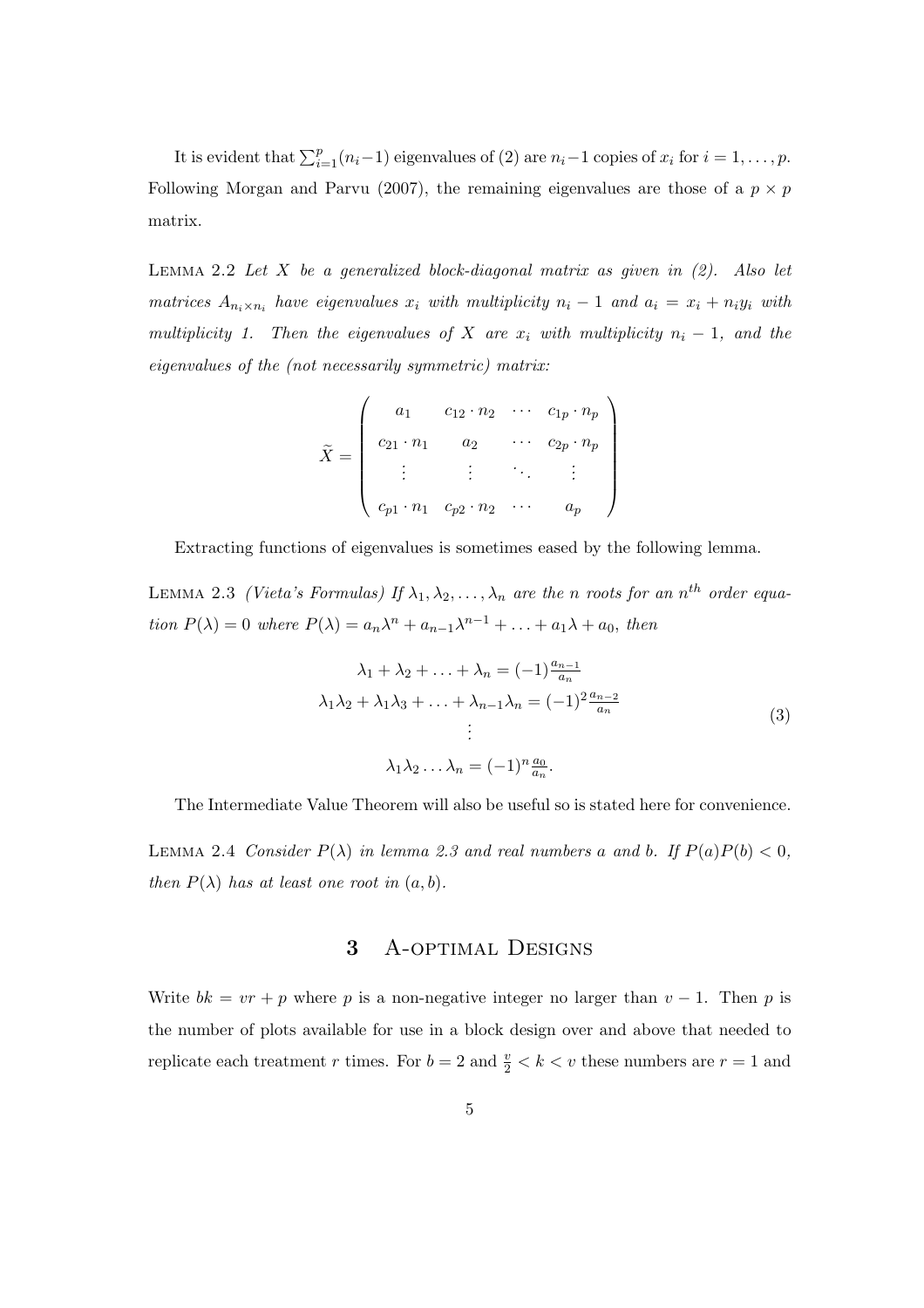It is evident that $\sum_{i=1}^{p}(n_i - 1)$ eigenvalues of (2) are $n_i - 1$ copies of $x_i$ for $i = 1, \ldots, p$. Following Morgan and Parvu (2007), the remaining eigenvalues are those of a $p \times p$ matrix.

Lemma 2.2 *Let $X$ be a generalized block-diagonal matrix as given in (2). Also let matrices $A_{n_i \times n_i}$ have eigenvalues $x_i$ with multiplicity $n_i - 1$ and $a_i = x_i + n_i y_i$ with multiplicity 1. Then the eigenvalues of $X$ are $x_i$ with multiplicity $n_i - 1$, and the eigenvalues of the (not necessarily symmetric) matrix:*

$$\widetilde{X} = \begin{pmatrix} a_1 & c_{12} \cdot n_2 & \cdots & c_{1p} \cdot n_p \\ c_{21} \cdot n_1 & a_2 & \cdots & c_{2p} \cdot n_p \\ \vdots & \vdots & \ddots & \vdots \\ c_{p1} \cdot n_1 & c_{p2} \cdot n_2 & \cdots & a_p \end{pmatrix}$$

Extracting functions of eigenvalues is sometimes eased by the following lemma.

Lemma 2.3 *(Vieta's Formulas) If $\lambda_1, \lambda_2, \ldots, \lambda_n$ are the $n$ roots for an $n^{th}$ order equation $P(\lambda) = 0$ where $P(\lambda) = a_n\lambda^n + a_{n-1}\lambda^{n-1} + \ldots + a_1\lambda + a_0$, then*

$$\begin{aligned} \lambda_1 + \lambda_2 + \ldots + \lambda_n &= (-1)\tfrac{a_{n-1}}{a_n} \\ \lambda_1\lambda_2 + \lambda_1\lambda_3 + \ldots + \lambda_{n-1}\lambda_n &= (-1)^2\tfrac{a_{n-2}}{a_n} \\ &\vdots \\ \lambda_1\lambda_2 \ldots \lambda_n &= (-1)^n\tfrac{a_0}{a_n}. \end{aligned} \tag{3}$$

The Intermediate Value Theorem will also be useful so is stated here for convenience.

Lemma 2.4 *Consider $P(\lambda)$ in lemma 2.3 and real numbers $a$ and $b$. If $P(a)P(b) < 0$, then $P(\lambda)$ has at least one root in $(a, b)$.*

## 3 A-optimal Designs

Write $bk = vr + p$ where $p$ is a non-negative integer no larger than $v - 1$. Then $p$ is the number of plots available for use in a block design over and above that needed to replicate each treatment $r$ times. For $b = 2$ and $\frac{v}{2} < k < v$ these numbers are $r = 1$ and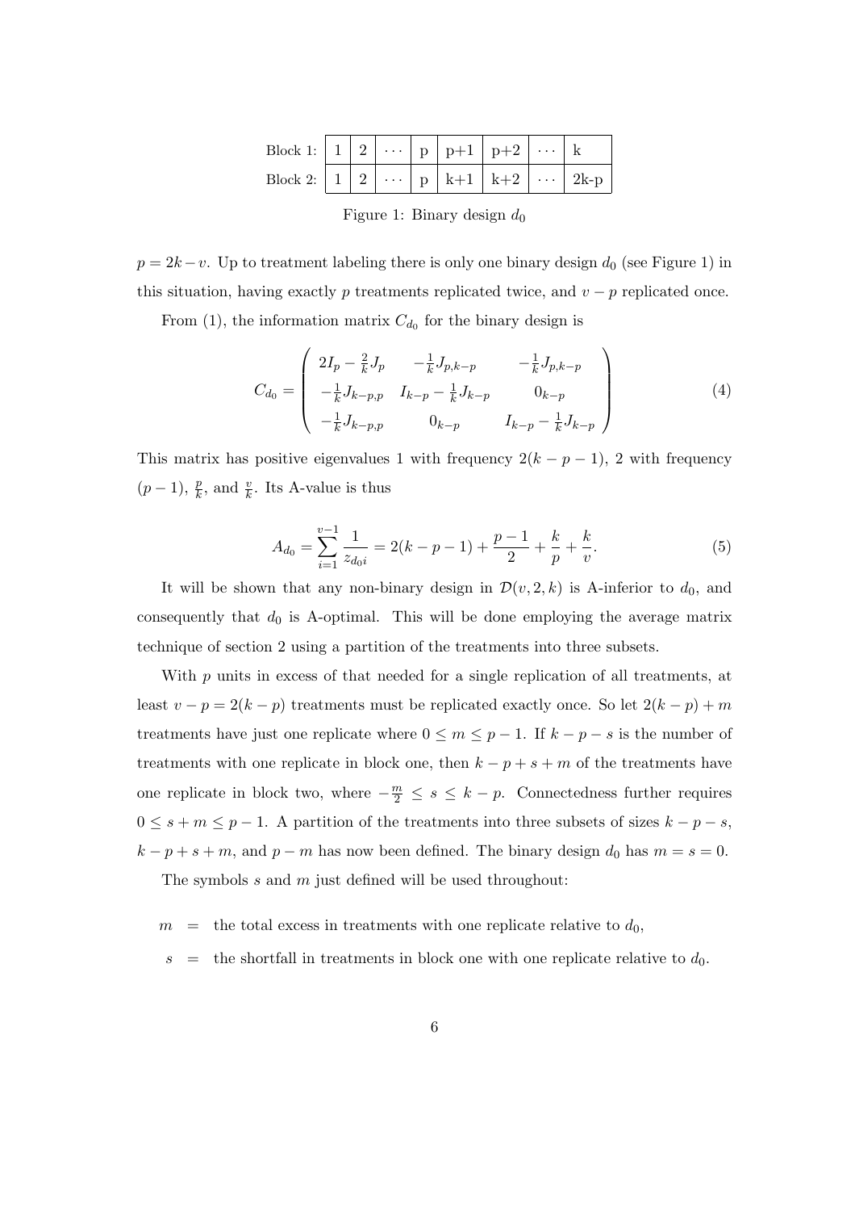| Block 1: | 1 | 2 | $\cdots$ | p | p+1 | p+2 | $\cdots$ | k |
|---|---|---|---|---|---|---|---|---|
| Block 2: | 1 | 2 | $\cdots$ | p | k+1 | k+2 | $\cdots$ | 2k-p |

Figure 1: Binary design $d_0$

$p = 2k - v$. Up to treatment labeling there is only one binary design $d_0$ (see Figure 1) in this situation, having exactly $p$ treatments replicated twice, and $v - p$ replicated once.

From (1), the information matrix $C_{d_0}$ for the binary design is

$$C_{d_0} = \begin{pmatrix} 2I_p - \frac{2}{k}J_p & -\frac{1}{k}J_{p,k-p} & -\frac{1}{k}J_{p,k-p} \\ -\frac{1}{k}J_{k-p,p} & I_{k-p} - \frac{1}{k}J_{k-p} & 0_{k-p} \\ -\frac{1}{k}J_{k-p,p} & 0_{k-p} & I_{k-p} - \frac{1}{k}J_{k-p} \end{pmatrix} \tag{4}$$

This matrix has positive eigenvalues 1 with frequency $2(k-p-1)$, 2 with frequency $(p-1)$, $\frac{p}{k}$, and $\frac{v}{k}$. Its A-value is thus

$$A_{d_0} = \sum_{i=1}^{v-1} \frac{1}{z_{d_0 i}} = 2(k-p-1) + \frac{p-1}{2} + \frac{k}{p} + \frac{k}{v}. \tag{5}$$

It will be shown that any non-binary design in $\mathcal{D}(v, 2, k)$ is A-inferior to $d_0$, and consequently that $d_0$ is A-optimal. This will be done employing the average matrix technique of section 2 using a partition of the treatments into three subsets.

With $p$ units in excess of that needed for a single replication of all treatments, at least $v - p = 2(k-p)$ treatments must be replicated exactly once. So let $2(k-p) + m$ treatments have just one replicate where $0 \leq m \leq p-1$. If $k - p - s$ is the number of treatments with one replicate in block one, then $k - p + s + m$ of the treatments have one replicate in block two, where $-\frac{m}{2} \leq s \leq k - p$. Connectedness further requires $0 \leq s + m \leq p - 1$. A partition of the treatments into three subsets of sizes $k - p - s$, $k - p + s + m$, and $p - m$ has now been defined. The binary design $d_0$ has $m = s = 0$.

The symbols $s$ and $m$ just defined will be used throughout:

$m$ = the total excess in treatments with one replicate relative to $d_0$,

$s$ = the shortfall in treatments in block one with one replicate relative to $d_0$.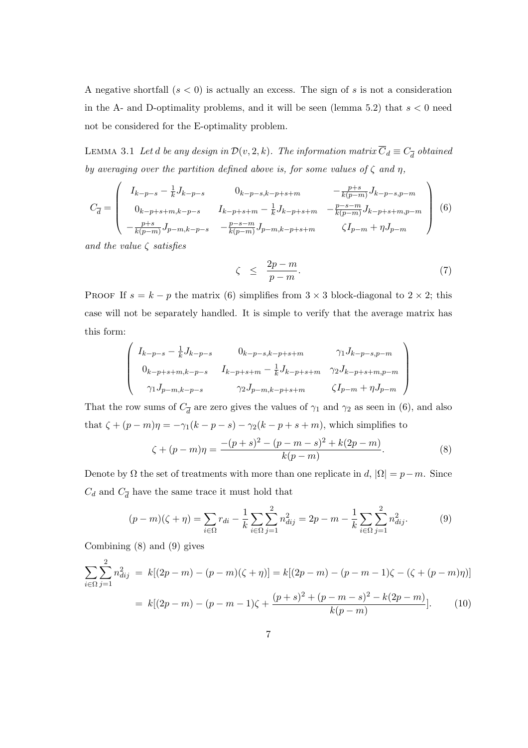A negative shortfall ($s < 0$) is actually an excess. The sign of $s$ is not a consideration in the A- and D-optimality problems, and it will be seen (lemma 5.2) that $s < 0$ need not be considered for the E-optimality problem.

Lemma 3.1 *Let $d$ be any design in $\mathcal{D}(v, 2, k)$. The information matrix $\overline{C}_d \equiv C_{\overline{d}}$ obtained by averaging over the partition defined above is, for some values of $\zeta$ and $\eta$,*

$$C_{\overline{d}} = \begin{pmatrix} I_{k-p-s} - \frac{1}{k}J_{k-p-s} & 0_{k-p-s,k-p+s+m} & -\frac{p+s}{k(p-m)}J_{k-p-s,p-m} \\ 0_{k-p+s+m,k-p-s} & I_{k-p+s+m} - \frac{1}{k}J_{k-p+s+m} & -\frac{p-s-m}{k(p-m)}J_{k-p+s+m,p-m} \\ -\frac{p+s}{k(p-m)}J_{p-m,k-p-s} & -\frac{p-s-m}{k(p-m)}J_{p-m,k-p+s+m} & \zeta I_{p-m} + \eta J_{p-m} \end{pmatrix} \quad (6)$$

*and the value $\zeta$ satisfies*

$$\zeta \leq \frac{2p-m}{p-m}. \quad (7)$$

Proof If $s = k - p$ the matrix (6) simplifies from $3 \times 3$ block-diagonal to $2 \times 2$; this case will not be separately handled. It is simple to verify that the average matrix has this form:

$$\begin{pmatrix} I_{k-p-s} - \frac{1}{k}J_{k-p-s} & 0_{k-p-s,k-p+s+m} & \gamma_1 J_{k-p-s,p-m} \\ 0_{k-p+s+m,k-p-s} & I_{k-p+s+m} - \frac{1}{k}J_{k-p+s+m} & \gamma_2 J_{k-p+s+m,p-m} \\ \gamma_1 J_{p-m,k-p-s} & \gamma_2 J_{p-m,k-p+s+m} & \zeta I_{p-m} + \eta J_{p-m} \end{pmatrix}$$

That the row sums of $C_{\overline{d}}$ are zero gives the values of $\gamma_1$ and $\gamma_2$ as seen in (6), and also that $\zeta + (p-m)\eta = -\gamma_1(k-p-s) - \gamma_2(k-p+s+m)$, which simplifies to

$$\zeta + (p-m)\eta = \frac{-(p+s)^2 - (p-m-s)^2 + k(2p-m)}{k(p-m)}. \quad (8)$$

Denote by $\Omega$ the set of treatments with more than one replicate in $d$, $|\Omega| = p - m$. Since $C_d$ and $C_{\overline{d}}$ have the same trace it must hold that

$$(p-m)(\zeta + \eta) = \sum_{i \in \Omega} r_{di} - \frac{1}{k}\sum_{i \in \Omega}\sum_{j=1}^{2} n_{dij}^2 = 2p - m - \frac{1}{k}\sum_{i \in \Omega}\sum_{j=1}^{2} n_{dij}^2. \quad (9)$$

Combining (8) and (9) gives

$$\begin{aligned} \sum_{i \in \Omega}\sum_{j=1}^{2} n_{dij}^2 &= k[(2p-m) - (p-m)(\zeta+\eta)] = k[(2p-m) - (p-m-1)\zeta - (\zeta + (p-m)\eta)] \\ &= k[(2p-m) - (p-m-1)\zeta + \frac{(p+s)^2 + (p-m-s)^2 - k(2p-m)}{k(p-m)}]. \quad (10) \end{aligned}$$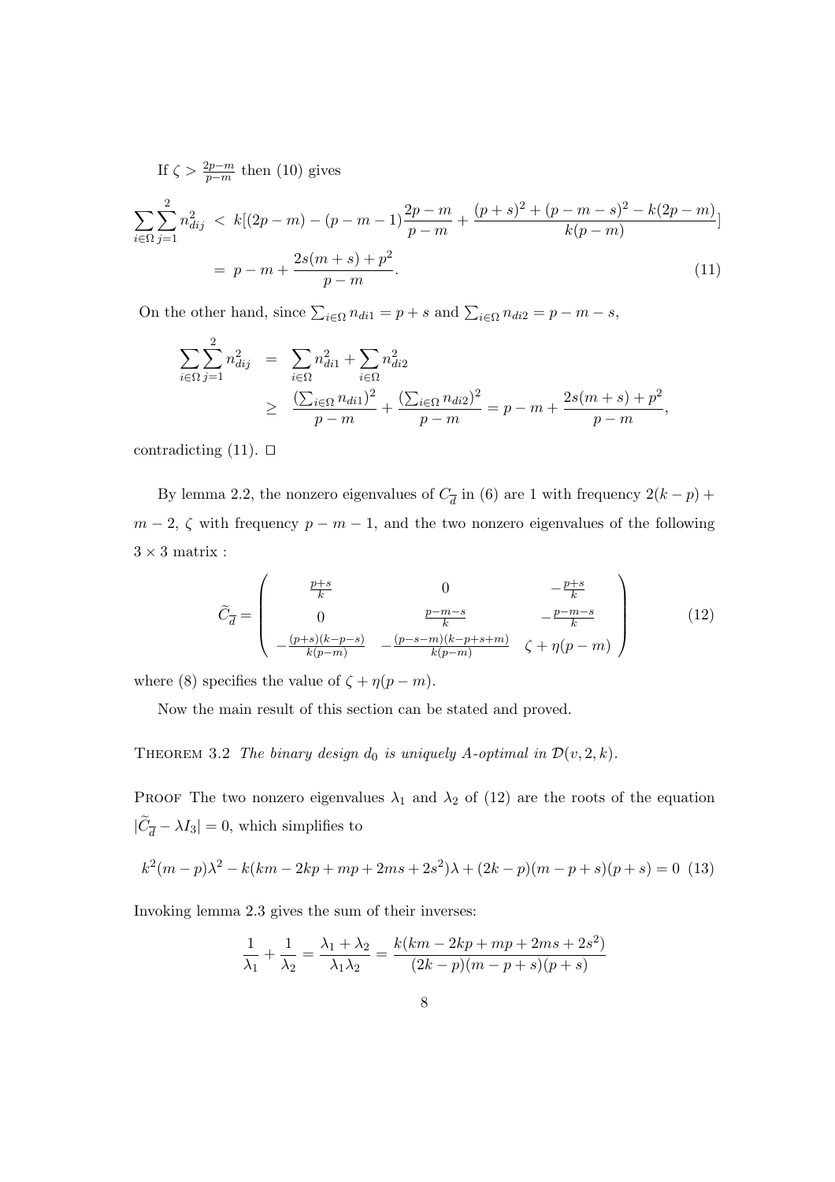If $\zeta > \frac{2p-m}{p-m}$ then (10) gives

$$
\begin{aligned}
\sum_{i\in\Omega}\sum_{j=1}^{2} n_{dij}^2 &< k[(2p-m)-(p-m-1)\frac{2p-m}{p-m}+\frac{(p+s)^2+(p-m-s)^2-k(2p-m)}{k(p-m)}] \\
&= p-m+\frac{2s(m+s)+p^2}{p-m}. \qquad (11)
\end{aligned}
$$

On the other hand, since $\sum_{i\in\Omega} n_{di1} = p+s$ and $\sum_{i\in\Omega} n_{di2} = p-m-s$,

$$
\begin{aligned}
\sum_{i\in\Omega}\sum_{j=1}^{2} n_{dij}^2 &= \sum_{i\in\Omega} n_{di1}^2 + \sum_{i\in\Omega} n_{di2}^2 \\
&\geq \frac{(\sum_{i\in\Omega} n_{di1})^2}{p-m} + \frac{(\sum_{i\in\Omega} n_{di2})^2}{p-m} = p-m+\frac{2s(m+s)+p^2}{p-m},
\end{aligned}
$$

contradicting (11). □

By lemma 2.2, the nonzero eigenvalues of $C_{\overline{d}}$ in (6) are 1 with frequency $2(k-p)+m-2$, $\zeta$ with frequency $p-m-1$, and the two nonzero eigenvalues of the following $3\times 3$ matrix :

$$
\widetilde{C}_{\overline{d}} = \begin{pmatrix} \frac{p+s}{k} & 0 & -\frac{p+s}{k} \\ 0 & \frac{p-m-s}{k} & -\frac{p-m-s}{k} \\ -\frac{(p+s)(k-p-s)}{k(p-m)} & -\frac{(p-s-m)(k-p+s+m)}{k(p-m)} & \zeta+\eta(p-m) \end{pmatrix} \qquad (12)
$$

where (8) specifies the value of $\zeta + \eta(p-m)$.

Now the main result of this section can be stated and proved.

**Theorem 3.2** *The binary design $d_0$ is uniquely A-optimal in $\mathcal{D}(v,2,k)$.*

**Proof** The two nonzero eigenvalues $\lambda_1$ and $\lambda_2$ of (12) are the roots of the equation $|\widetilde{C}_{\overline{d}} - \lambda I_3| = 0$, which simplifies to

$$
k^2(m-p)\lambda^2 - k(km-2kp+mp+2ms+2s^2)\lambda + (2k-p)(m-p+s)(p+s) = 0 \quad (13)
$$

Invoking lemma 2.3 gives the sum of their inverses:

$$
\frac{1}{\lambda_1}+\frac{1}{\lambda_2} = \frac{\lambda_1+\lambda_2}{\lambda_1\lambda_2} = \frac{k(km-2kp+mp+2ms+2s^2)}{(2k-p)(m-p+s)(p+s)}
$$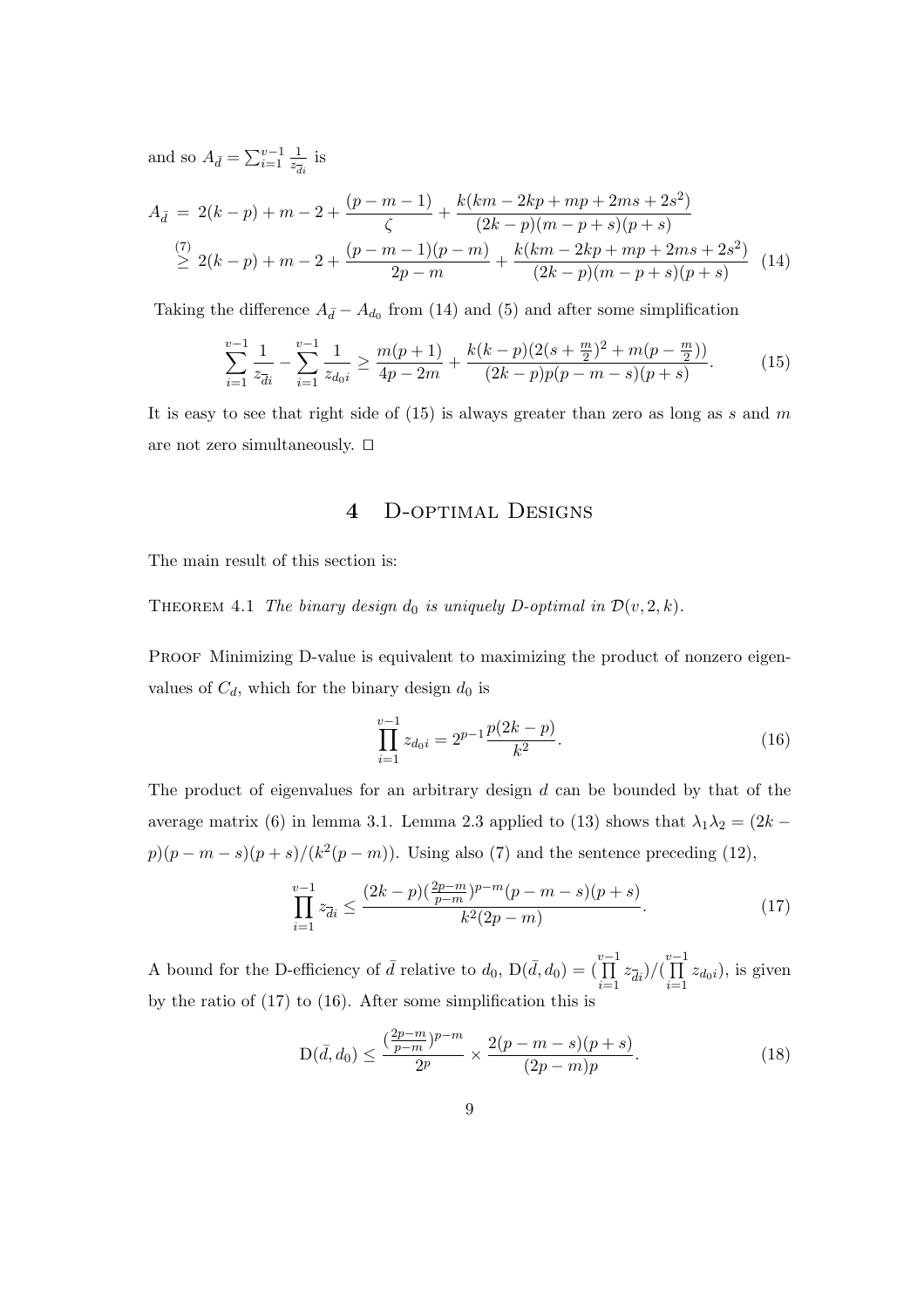and so $A_{\bar{d}} = \sum_{i=1}^{v-1} \frac{1}{z_{\bar{d}i}}$ is

$$
\begin{aligned}
A_{\bar{d}} &= 2(k-p) + m - 2 + \frac{(p-m-1)}{\zeta} + \frac{k(km - 2kp + mp + 2ms + 2s^2)}{(2k-p)(m-p+s)(p+s)} \\
&\overset{(7)}{\geq} 2(k-p) + m - 2 + \frac{(p-m-1)(p-m)}{2p-m} + \frac{k(km - 2kp + mp + 2ms + 2s^2)}{(2k-p)(m-p+s)(p+s)} \quad (14)
\end{aligned}
$$

Taking the difference $A_{\bar{d}} - A_{d_0}$ from (14) and (5) and after some simplification

$$
\sum_{i=1}^{v-1} \frac{1}{z_{\bar{d}i}} - \sum_{i=1}^{v-1} \frac{1}{z_{d_0 i}} \geq \frac{m(p+1)}{4p-2m} + \frac{k(k-p)(2(s+\frac{m}{2})^2 + m(p-\frac{m}{2}))}{(2k-p)p(p-m-s)(p+s)}. \tag{15}
$$

It is easy to see that right side of (15) is always greater than zero as long as $s$ and $m$ are not zero simultaneously. □

## 4 D-optimal Designs

The main result of this section is:

Theorem 4.1 *The binary design $d_0$ is uniquely D-optimal in $\mathcal{D}(v, 2, k)$.*

Proof Minimizing D-value is equivalent to maximizing the product of nonzero eigenvalues of $C_d$, which for the binary design $d_0$ is

$$
\prod_{i=1}^{v-1} z_{d_0 i} = 2^{p-1} \frac{p(2k-p)}{k^2}. \tag{16}
$$

The product of eigenvalues for an arbitrary design $d$ can be bounded by that of the average matrix (6) in lemma 3.1. Lemma 2.3 applied to (13) shows that $\lambda_1 \lambda_2 = (2k-p)(p-m-s)(p+s)/(k^2(p-m))$. Using also (7) and the sentence preceding (12),

$$
\prod_{i=1}^{v-1} z_{\bar{d}i} \leq \frac{(2k-p)(\frac{2p-m}{p-m})^{p-m}(p-m-s)(p+s)}{k^2(2p-m)}. \tag{17}
$$

A bound for the D-efficiency of $\bar{d}$ relative to $d_0$, $\mathrm{D}(\bar{d}, d_0) = (\prod_{i=1}^{v-1} z_{\bar{d}i})/(\prod_{i=1}^{v-1} z_{d_0 i})$, is given by the ratio of (17) to (16). After some simplification this is

$$
\mathrm{D}(\bar{d}, d_0) \leq \frac{(\frac{2p-m}{p-m})^{p-m}}{2^p} \times \frac{2(p-m-s)(p+s)}{(2p-m)p}. \tag{18}
$$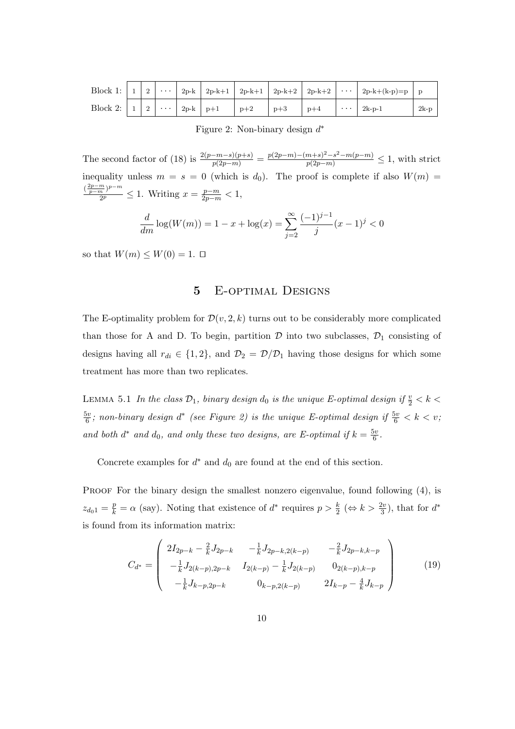| Block 1: | 1 | 2 | $\cdots$ | 2p-k | 2p-k+1 | 2p-k+1 | 2p-k+2 | 2p-k+2 | $\cdots$ | 2p-k+(k-p)=p | p |
|---|---|---|---|---|---|---|---|---|---|---|---|
| Block 2: | 1 | 2 | $\cdots$ | 2p-k | p+1 | p+2 | p+3 | p+4 | $\cdots$ | 2k-p-1 | 2k-p |

Figure 2: Non-binary design $d^*$

The second factor of (18) is $\frac{2(p-m-s)(p+s)}{p(2p-m)} = \frac{p(2p-m)-(m+s)^2-s^2-m(p-m)}{p(2p-m)} \leq 1$, with strict inequality unless $m = s = 0$ (which is $d_0$). The proof is complete if also $W(m) = \frac{(\frac{2p-m}{p-m})^{p-m}}{2^p} \leq 1$. Writing $x = \frac{p-m}{2p-m} < 1$,

$$\frac{d}{dm}\log(W(m)) = 1 - x + \log(x) = \sum_{j=2}^{\infty} \frac{(-1)^{j-1}}{j}(x-1)^j < 0$$

so that $W(m) \leq W(0) = 1$. □

## 5 E-optimal Designs

The E-optimality problem for $\mathcal{D}(v, 2, k)$ turns out to be considerably more complicated than those for A and D. To begin, partition $\mathcal{D}$ into two subclasses, $\mathcal{D}_1$ consisting of designs having all $r_{di} \in \{1, 2\}$, and $\mathcal{D}_2 = \mathcal{D}/\mathcal{D}_1$ having those designs for which some treatment has more than two replicates.

Lemma 5.1 *In the class $\mathcal{D}_1$, binary design $d_0$ is the unique E-optimal design if $\frac{v}{2} < k < \frac{5v}{6}$; non-binary design $d^*$ (see Figure 2) is the unique E-optimal design if $\frac{5v}{6} < k < v$; and both $d^*$ and $d_0$, and only these two designs, are E-optimal if $k = \frac{5v}{6}$.*

Concrete examples for $d^*$ and $d_0$ are found at the end of this section.

Proof For the binary design the smallest nonzero eigenvalue, found following (4), is $z_{d_01} = \frac{p}{k} = \alpha$ (say). Noting that existence of $d^*$ requires $p > \frac{k}{2}$ ($\Leftrightarrow k > \frac{2v}{3}$), that for $d^*$ is found from its information matrix:

$$C_{d^*} = \begin{pmatrix} 2I_{2p-k} - \frac{2}{k}J_{2p-k} & -\frac{1}{k}J_{2p-k,2(k-p)} & -\frac{2}{k}J_{2p-k,k-p} \\ -\frac{1}{k}J_{2(k-p),2p-k} & I_{2(k-p)} - \frac{1}{k}J_{2(k-p)} & 0_{2(k-p),k-p} \\ -\frac{1}{k}J_{k-p,2p-k} & 0_{k-p,2(k-p)} & 2I_{k-p} - \frac{4}{k}J_{k-p} \end{pmatrix} \tag{19}$$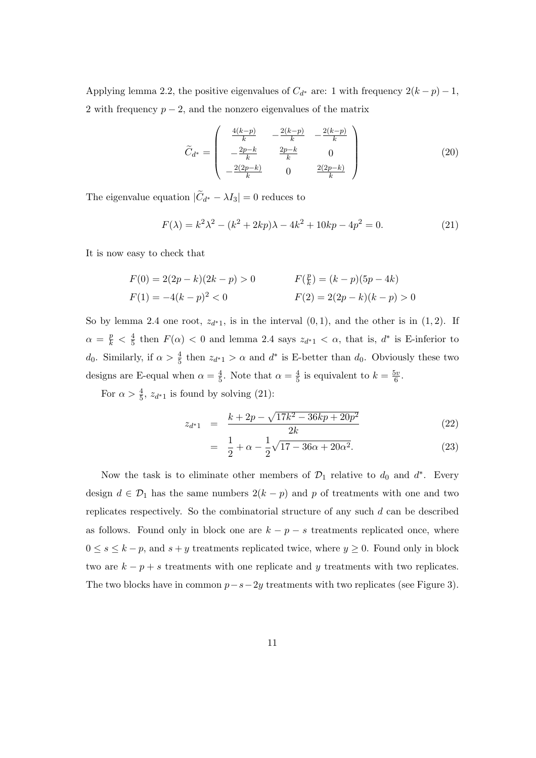Applying lemma 2.2, the positive eigenvalues of $C_{d^*}$ are: 1 with frequency $2(k-p)-1$, 2 with frequency $p-2$, and the nonzero eigenvalues of the matrix

$$\widetilde{C}_{d^*} = \begin{pmatrix} \frac{4(k-p)}{k} & -\frac{2(k-p)}{k} & -\frac{2(k-p)}{k} \\ -\frac{2p-k}{k} & \frac{2p-k}{k} & 0 \\ -\frac{2(2p-k)}{k} & 0 & \frac{2(2p-k)}{k} \end{pmatrix} \tag{20}$$

The eigenvalue equation $|\widetilde{C}_{d^*} - \lambda I_3| = 0$ reduces to

$$F(\lambda) = k^2\lambda^2 - (k^2 + 2kp)\lambda - 4k^2 + 10kp - 4p^2 = 0. \tag{21}$$

It is now easy to check that

$$\begin{aligned} F(0) &= 2(2p-k)(2k-p) > 0 & \qquad F(\tfrac{p}{k}) &= (k-p)(5p-4k) \\ F(1) &= -4(k-p)^2 < 0 & \qquad F(2) &= 2(2p-k)(k-p) > 0 \end{aligned}$$

So by lemma 2.4 one root, $z_{d^*1}$, is in the interval $(0,1)$, and the other is in $(1,2)$. If $\alpha = \frac{p}{k} < \frac{4}{5}$ then $F(\alpha) < 0$ and lemma 2.4 says $z_{d^*1} < \alpha$, that is, $d^*$ is E-inferior to $d_0$. Similarly, if $\alpha > \frac{4}{5}$ then $z_{d^*1} > \alpha$ and $d^*$ is E-better than $d_0$. Obviously these two designs are E-equal when $\alpha = \frac{4}{5}$. Note that $\alpha = \frac{4}{5}$ is equivalent to $k = \frac{5v}{6}$.

For $\alpha > \frac{4}{5}$, $z_{d^*1}$ is found by solving (21):

$$\begin{aligned} z_{d^*1} &= \frac{k + 2p - \sqrt{17k^2 - 36kp + 20p^2}}{2k} & (22) \\ &= \frac{1}{2} + \alpha - \frac{1}{2}\sqrt{17 - 36\alpha + 20\alpha^2}. & (23) \end{aligned}$$

Now the task is to eliminate other members of $\mathcal{D}_1$ relative to $d_0$ and $d^*$. Every design $d \in \mathcal{D}_1$ has the same numbers $2(k-p)$ and $p$ of treatments with one and two replicates respectively. So the combinatorial structure of any such $d$ can be described as follows. Found only in block one are $k - p - s$ treatments replicated once, where $0 \le s \le k - p$, and $s + y$ treatments replicated twice, where $y \ge 0$. Found only in block two are $k - p + s$ treatments with one replicate and $y$ treatments with two replicates. The two blocks have in common $p - s - 2y$ treatments with two replicates (see Figure 3).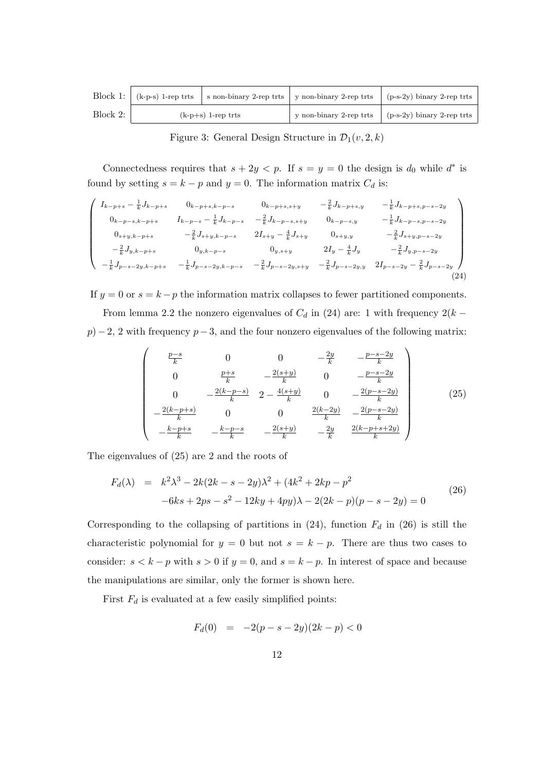| Block 1: | (k-p-s) 1-rep trts | s non-binary 2-rep trts | y non-binary 2-rep trts | (p-s-2y) binary 2-rep trts |
|---|---|---|---|---|
| Block 2: | (k-p+s) 1-rep trts | | y non-binary 2-rep trts | (p-s-2y) binary 2-rep trts |

Figure 3: General Design Structure in $\mathcal{D}_1(v, 2, k)$

Connectedness requires that $s + 2y < p$. If $s = y = 0$ the design is $d_0$ while $d^*$ is found by setting $s = k - p$ and $y = 0$. The information matrix $C_d$ is:

$$
\begin{pmatrix}
I_{k-p+s} - \frac{1}{k}J_{k-p+s} & 0_{k-p+s,k-p-s} & 0_{k-p+s,s+y} & -\frac{2}{k}J_{k-p+s,y} & -\frac{1}{k}J_{k-p+s,p-s-2y} \\
0_{k-p-s,k-p+s} & I_{k-p-s} - \frac{1}{k}J_{k-p-s} & -\frac{2}{k}J_{k-p-s,s+y} & 0_{k-p-s,y} & -\frac{1}{k}J_{k-p-s,p-s-2y} \\
0_{s+y,k-p+s} & -\frac{2}{k}J_{s+y,k-p-s} & 2I_{s+y} - \frac{4}{k}J_{s+y} & 0_{s+y,y} & -\frac{2}{k}J_{s+y,p-s-2y} \\
-\frac{2}{k}J_{y,k-p+s} & 0_{y,k-p-s} & 0_{y,s+y} & 2I_y - \frac{4}{k}J_y & -\frac{2}{k}J_{y,p-s-2y} \\
-\frac{1}{k}J_{p-s-2y,k-p+s} & -\frac{1}{k}J_{p-s-2y,k-p-s} & -\frac{2}{k}J_{p-s-2y,s+y} & -\frac{2}{k}J_{p-s-2y,y} & 2I_{p-s-2y} - \frac{2}{k}J_{p-s-2y}
\end{pmatrix} \tag{24}
$$

If $y = 0$ or $s = k - p$ the information matrix collapses to fewer partitioned components.

From lemma 2.2 the nonzero eigenvalues of $C_d$ in (24) are: 1 with frequency $2(k - p) - 2$, 2 with frequency $p - 3$, and the four nonzero eigenvalues of the following matrix:

$$
\begin{pmatrix}
\frac{p-s}{k} & 0 & 0 & -\frac{2y}{k} & -\frac{p-s-2y}{k} \\
0 & \frac{p+s}{k} & -\frac{2(s+y)}{k} & 0 & -\frac{p-s-2y}{k} \\
0 & -\frac{2(k-p-s)}{k} & 2 - \frac{4(s+y)}{k} & 0 & -\frac{2(p-s-2y)}{k} \\
-\frac{2(k-p+s)}{k} & 0 & 0 & \frac{2(k-2y)}{k} & -\frac{2(p-s-2y)}{k} \\
-\frac{k-p+s}{k} & -\frac{k-p-s}{k} & -\frac{2(s+y)}{k} & -\frac{2y}{k} & \frac{2(k-p+s+2y)}{k}
\end{pmatrix} \tag{25}
$$

The eigenvalues of (25) are 2 and the roots of

$$
\begin{aligned}
F_d(\lambda) &= k^2\lambda^3 - 2k(2k - s - 2y)\lambda^2 + (4k^2 + 2kp - p^2 \\
&\quad -6ks + 2ps - s^2 - 12ky + 4py)\lambda - 2(2k - p)(p - s - 2y) = 0
\end{aligned} \tag{26}
$$

Corresponding to the collapsing of partitions in (24), function $F_d$ in (26) is still the characteristic polynomial for $y = 0$ but not $s = k - p$. There are thus two cases to consider: $s < k - p$ with $s > 0$ if $y = 0$, and $s = k - p$. In interest of space and because the manipulations are similar, only the former is shown here.

First $F_d$ is evaluated at a few easily simplified points:

$$
F_d(0) \quad = \quad -2(p - s - 2y)(2k - p) < 0
$$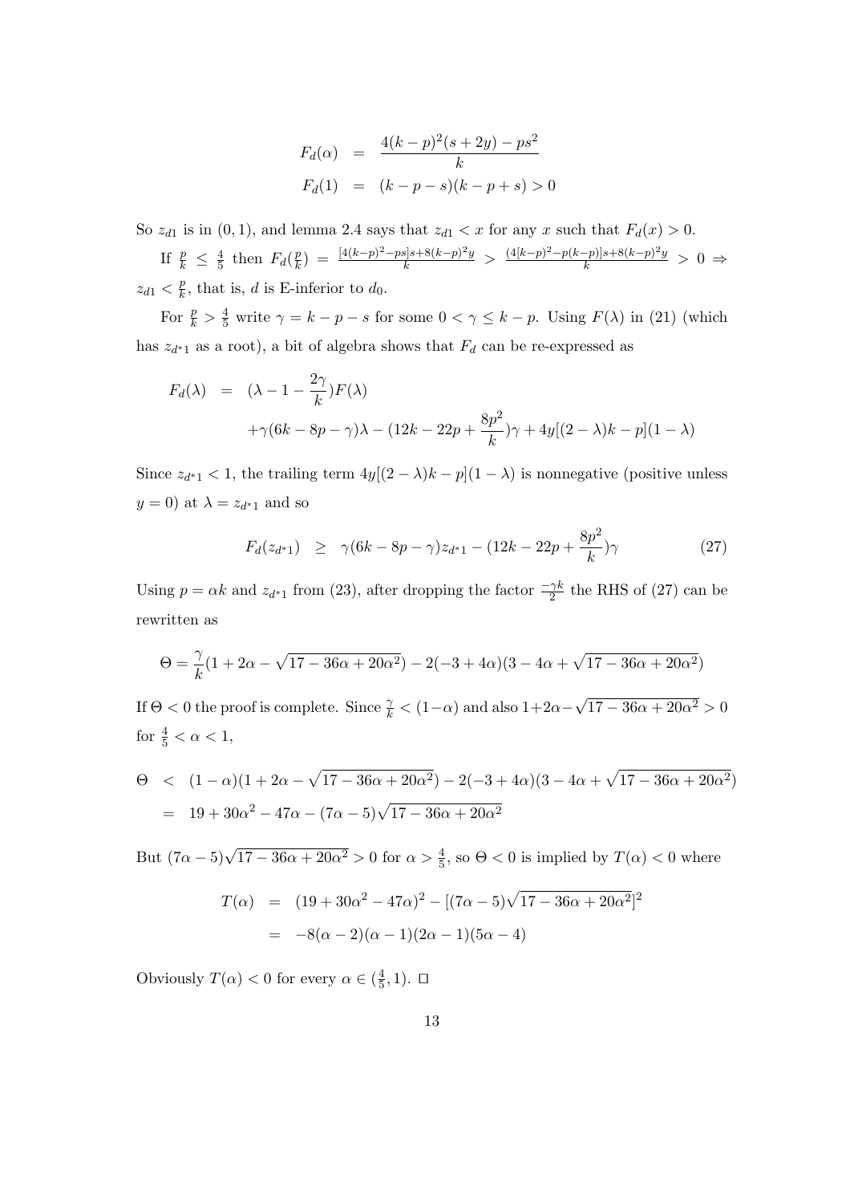$$
\begin{aligned}
F_d(\alpha) &= \frac{4(k-p)^2(s+2y) - ps^2}{k} \\
F_d(1) &= (k-p-s)(k-p+s) > 0
\end{aligned}
$$

So $z_{d1}$ is in $(0,1)$, and lemma 2.4 says that $z_{d1} < x$ for any $x$ such that $F_d(x) > 0$.

If $\frac{p}{k} \le \frac{4}{5}$ then $F_d(\frac{p}{k}) = \frac{[4(k-p)^2 - ps]s + 8(k-p)^2 y}{k} > \frac{(4[k-p)^2 - p(k-p)]s + 8(k-p)^2 y}{k} > 0 \Rightarrow z_{d1} < \frac{p}{k}$, that is, $d$ is E-inferior to $d_0$.

For $\frac{p}{k} > \frac{4}{5}$ write $\gamma = k - p - s$ for some $0 < \gamma \le k - p$. Using $F(\lambda)$ in (21) (which has $z_{d^*1}$ as a root), a bit of algebra shows that $F_d$ can be re-expressed as

$$
\begin{aligned}
F_d(\lambda) &= (\lambda - 1 - \frac{2\gamma}{k})F(\lambda) \\
&\quad + \gamma(6k - 8p - \gamma)\lambda - (12k - 22p + \frac{8p^2}{k})\gamma + 4y[(2-\lambda)k - p](1-\lambda)
\end{aligned}
$$

Since $z_{d^*1} < 1$, the trailing term $4y[(2-\lambda)k - p](1-\lambda)$ is nonnegative (positive unless $y = 0$) at $\lambda = z_{d^*1}$ and so

$$
F_d(z_{d^*1}) \ge \gamma(6k - 8p - \gamma)z_{d^*1} - (12k - 22p + \frac{8p^2}{k})\gamma \tag{27}
$$

Using $p = \alpha k$ and $z_{d^*1}$ from (23), after dropping the factor $\frac{-\gamma k}{2}$ the RHS of (27) can be rewritten as

$$
\Theta = \frac{\gamma}{k}(1 + 2\alpha - \sqrt{17 - 36\alpha + 20\alpha^2}) - 2(-3 + 4\alpha)(3 - 4\alpha + \sqrt{17 - 36\alpha + 20\alpha^2})
$$

If $\Theta < 0$ the proof is complete. Since $\frac{\gamma}{k} < (1-\alpha)$ and also $1 + 2\alpha - \sqrt{17 - 36\alpha + 20\alpha^2} > 0$ for $\frac{4}{5} < \alpha < 1$,

$$
\begin{aligned}
\Theta &< (1-\alpha)(1 + 2\alpha - \sqrt{17 - 36\alpha + 20\alpha^2}) - 2(-3 + 4\alpha)(3 - 4\alpha + \sqrt{17 - 36\alpha + 20\alpha^2}) \\
&= 19 + 30\alpha^2 - 47\alpha - (7\alpha - 5)\sqrt{17 - 36\alpha + 20\alpha^2}
\end{aligned}
$$

But $(7\alpha - 5)\sqrt{17 - 36\alpha + 20\alpha^2} > 0$ for $\alpha > \frac{4}{5}$, so $\Theta < 0$ is implied by $T(\alpha) < 0$ where

$$
\begin{aligned}
T(\alpha) &= (19 + 30\alpha^2 - 47\alpha)^2 - [(7\alpha - 5)\sqrt{17 - 36\alpha + 20\alpha^2}]^2 \\
&= -8(\alpha - 2)(\alpha - 1)(2\alpha - 1)(5\alpha - 4)
\end{aligned}
$$

Obviously $T(\alpha) < 0$ for every $\alpha \in (\frac{4}{5}, 1)$. $\square$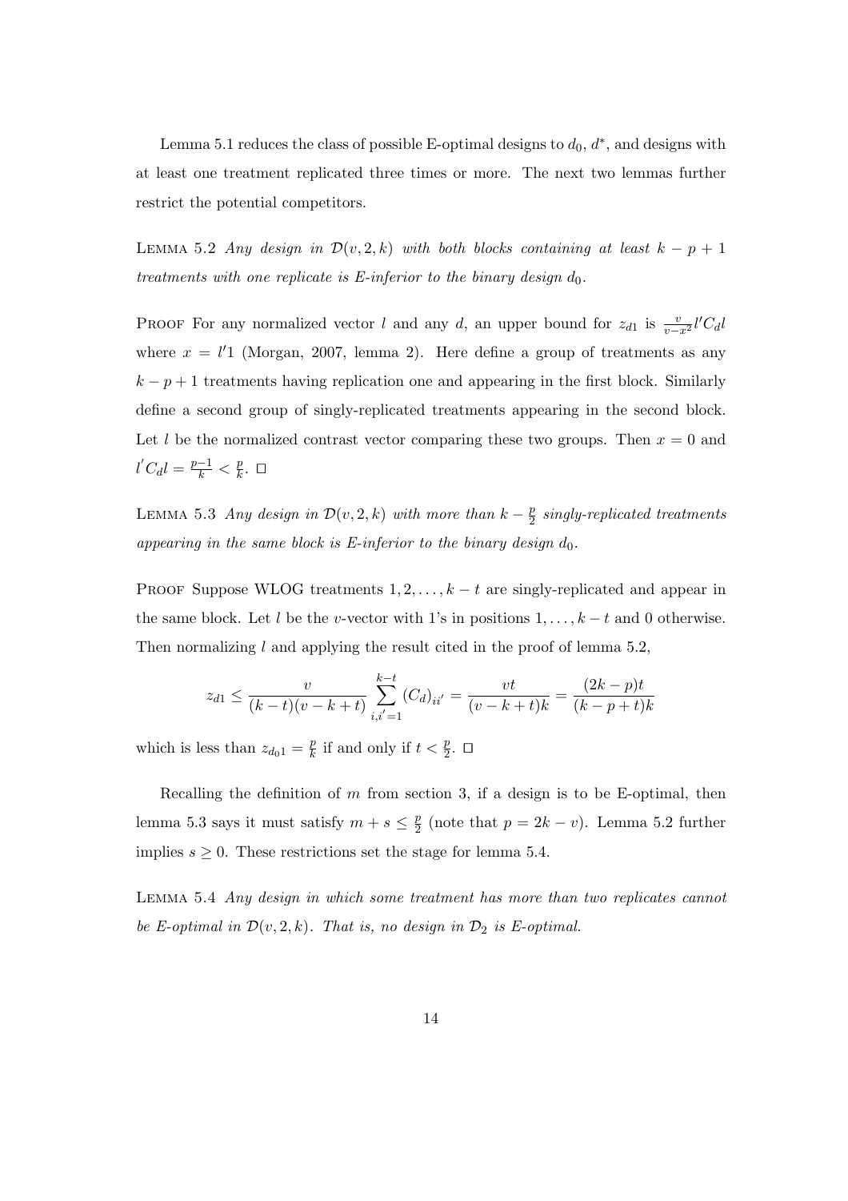Lemma 5.1 reduces the class of possible E-optimal designs to $d_0$, $d^*$, and designs with at least one treatment replicated three times or more. The next two lemmas further restrict the potential competitors.

Lemma 5.2 *Any design in $\mathcal{D}(v, 2, k)$ with both blocks containing at least $k - p + 1$ treatments with one replicate is E-inferior to the binary design $d_0$.*

Proof For any normalized vector $l$ and any $d$, an upper bound for $z_{d1}$ is $\frac{v}{v-x^2} l' C_d l$ where $x = l'1$ (Morgan, 2007, lemma 2). Here define a group of treatments as any $k - p + 1$ treatments having replication one and appearing in the first block. Similarly define a second group of singly-replicated treatments appearing in the second block. Let $l$ be the normalized contrast vector comparing these two groups. Then $x = 0$ and $l' C_d l = \frac{p-1}{k} < \frac{p}{k}$. □

Lemma 5.3 *Any design in $\mathcal{D}(v, 2, k)$ with more than $k - \frac{p}{2}$ singly-replicated treatments appearing in the same block is E-inferior to the binary design $d_0$.*

Proof Suppose WLOG treatments $1, 2, \ldots, k - t$ are singly-replicated and appear in the same block. Let $l$ be the $v$-vector with 1's in positions $1, \ldots, k - t$ and 0 otherwise. Then normalizing $l$ and applying the result cited in the proof of lemma 5.2,

$$z_{d1} \leq \frac{v}{(k-t)(v-k+t)} \sum_{i,i'=1}^{k-t} (C_d)_{ii'} = \frac{vt}{(v-k+t)k} = \frac{(2k-p)t}{(k-p+t)k}$$

which is less than $z_{d_0 1} = \frac{p}{k}$ if and only if $t < \frac{p}{2}$. □

Recalling the definition of $m$ from section 3, if a design is to be E-optimal, then lemma 5.3 says it must satisfy $m + s \leq \frac{p}{2}$ (note that $p = 2k - v$). Lemma 5.2 further implies $s \geq 0$. These restrictions set the stage for lemma 5.4.

Lemma 5.4 *Any design in which some treatment has more than two replicates cannot be E-optimal in $\mathcal{D}(v, 2, k)$. That is, no design in $\mathcal{D}_2$ is E-optimal.*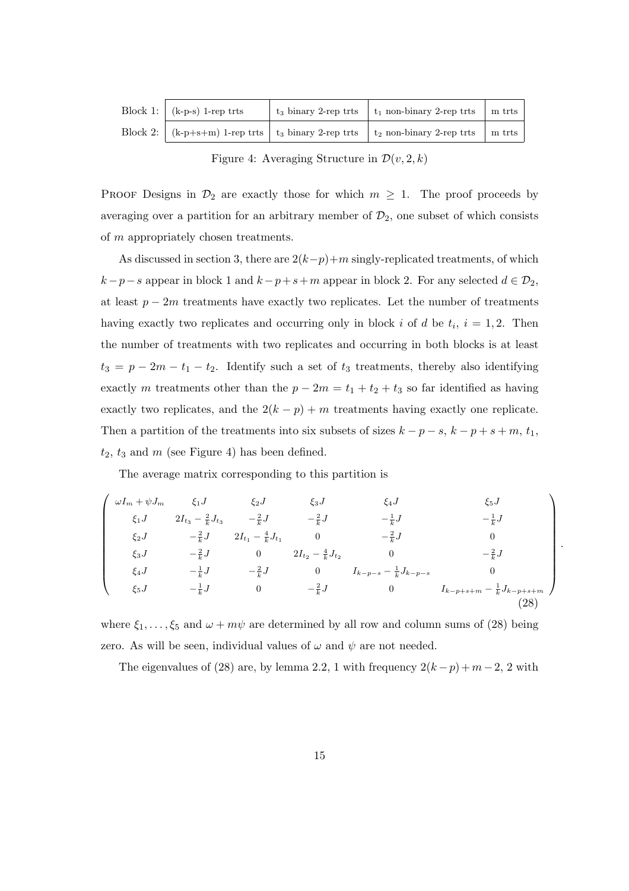| Block 1: | (k-p-s) 1-rep trts | $t_3$ binary 2-rep trts | $t_1$ non-binary 2-rep trts | m trts |
|---|---|---|---|---|
| Block 2: | (k-p+s+m) 1-rep trts | $t_3$ binary 2-rep trts | $t_2$ non-binary 2-rep trts | m trts |

Figure 4: Averaging Structure in $\mathcal{D}(v, 2, k)$

Proof Designs in $\mathcal{D}_2$ are exactly those for which $m \geq 1$. The proof proceeds by averaging over a partition for an arbitrary member of $\mathcal{D}_2$, one subset of which consists of $m$ appropriately chosen treatments.

As discussed in section 3, there are $2(k-p)+m$ singly-replicated treatments, of which $k-p-s$ appear in block 1 and $k-p+s+m$ appear in block 2. For any selected $d \in \mathcal{D}_2$, at least $p-2m$ treatments have exactly two replicates. Let the number of treatments having exactly two replicates and occurring only in block $i$ of $d$ be $t_i$, $i = 1, 2$. Then the number of treatments with two replicates and occurring in both blocks is at least $t_3 = p - 2m - t_1 - t_2$. Identify such a set of $t_3$ treatments, thereby also identifying exactly $m$ treatments other than the $p - 2m = t_1 + t_2 + t_3$ so far identified as having exactly two replicates, and the $2(k-p)+m$ treatments having exactly one replicate. Then a partition of the treatments into six subsets of sizes $k-p-s$, $k-p+s+m$, $t_1$, $t_2$, $t_3$ and $m$ (see Figure 4) has been defined.

The average matrix corresponding to this partition is

$$
\begin{pmatrix}
\omega I_m + \psi J_m & \xi_1 J & \xi_2 J & \xi_3 J & \xi_4 J & \xi_5 J \\
\xi_1 J & 2I_{t_3} - \frac{2}{k} J_{t_3} & -\frac{2}{k} J & -\frac{2}{k} J & -\frac{1}{k} J & -\frac{1}{k} J \\
\xi_2 J & -\frac{2}{k} J & 2I_{t_1} - \frac{4}{k} J_{t_1} & 0 & -\frac{2}{k} J & 0 \\
\xi_3 J & -\frac{2}{k} J & 0 & 2I_{t_2} - \frac{4}{k} J_{t_2} & 0 & -\frac{2}{k} J \\
\xi_4 J & -\frac{1}{k} J & -\frac{2}{k} J & 0 & I_{k-p-s} - \frac{1}{k} J_{k-p-s} & 0 \\
\xi_5 J & -\frac{1}{k} J & 0 & -\frac{2}{k} J & 0 & I_{k-p+s+m} - \frac{1}{k} J_{k-p+s+m}
\end{pmatrix}. \tag{28}
$$

where $\xi_1, \ldots, \xi_5$ and $\omega + m\psi$ are determined by all row and column sums of (28) being zero. As will be seen, individual values of $\omega$ and $\psi$ are not needed.

The eigenvalues of (28) are, by lemma 2.2, 1 with frequency $2(k-p)+m-2$, 2 with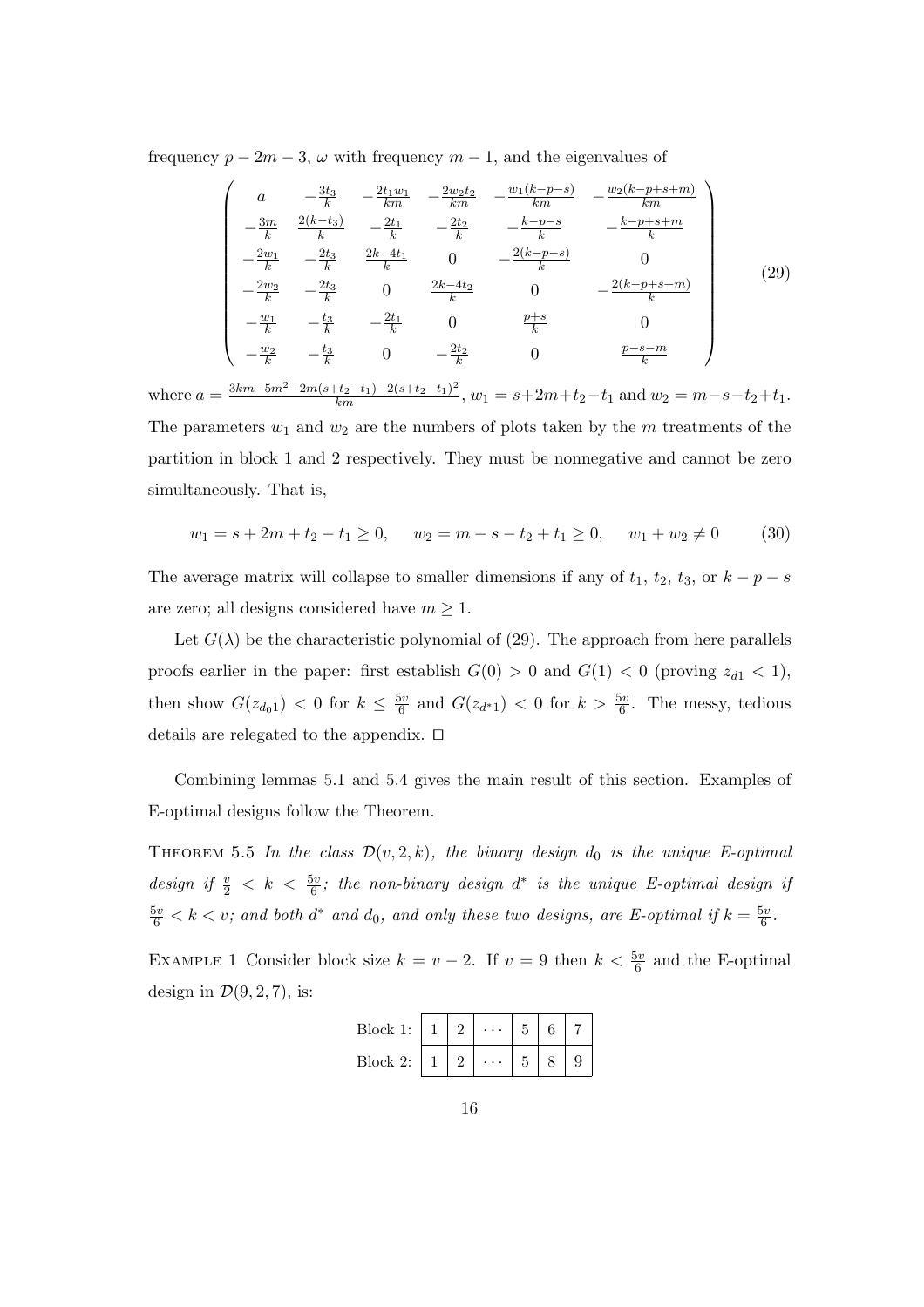frequency $p - 2m - 3$, $\omega$ with frequency $m - 1$, and the eigenvalues of

$$\begin{pmatrix} a & -\frac{3t_3}{k} & -\frac{2t_1w_1}{km} & -\frac{2w_2t_2}{km} & -\frac{w_1(k-p-s)}{km} & -\frac{w_2(k-p+s+m)}{km} \\ -\frac{3m}{k} & \frac{2(k-t_3)}{k} & -\frac{2t_1}{k} & -\frac{2t_2}{k} & -\frac{k-p-s}{k} & -\frac{k-p+s+m}{k} \\ -\frac{2w_1}{k} & -\frac{2t_3}{k} & \frac{2k-4t_1}{k} & 0 & -\frac{2(k-p-s)}{k} & 0 \\ -\frac{2w_2}{k} & -\frac{2t_3}{k} & 0 & \frac{2k-4t_2}{k} & 0 & -\frac{2(k-p+s+m)}{k} \\ -\frac{w_1}{k} & -\frac{t_3}{k} & -\frac{2t_1}{k} & 0 & \frac{p+s}{k} & 0 \\ -\frac{w_2}{k} & -\frac{t_3}{k} & 0 & -\frac{2t_2}{k} & 0 & \frac{p-s-m}{k} \end{pmatrix} \tag{29}$$

where $a = \frac{3km-5m^2-2m(s+t_2-t_1)-2(s+t_2-t_1)^2}{km}$, $w_1 = s+2m+t_2-t_1$ and $w_2 = m-s-t_2+t_1$. The parameters $w_1$ and $w_2$ are the numbers of plots taken by the $m$ treatments of the partition in block 1 and 2 respectively. They must be nonnegative and cannot be zero simultaneously. That is,

$$w_1 = s + 2m + t_2 - t_1 \geq 0, \quad w_2 = m - s - t_2 + t_1 \geq 0, \quad w_1 + w_2 \neq 0 \tag{30}$$

The average matrix will collapse to smaller dimensions if any of $t_1$, $t_2$, $t_3$, or $k-p-s$ are zero; all designs considered have $m \geq 1$.

Let $G(\lambda)$ be the characteristic polynomial of (29). The approach from here parallels proofs earlier in the paper: first establish $G(0) > 0$ and $G(1) < 0$ (proving $z_{d1} < 1$), then show $G(z_{d_01}) < 0$ for $k \leq \frac{5v}{6}$ and $G(z_{d^*1}) < 0$ for $k > \frac{5v}{6}$. The messy, tedious details are relegated to the appendix. □

Combining lemmas 5.1 and 5.4 gives the main result of this section. Examples of E-optimal designs follow the Theorem.

THEOREM 5.5 *In the class $\mathcal{D}(v, 2, k)$, the binary design $d_0$ is the unique E-optimal design if $\frac{v}{2} < k < \frac{5v}{6}$; the non-binary design $d^*$ is the unique E-optimal design if $\frac{5v}{6} < k < v$; and both $d^*$ and $d_0$, and only these two designs, are E-optimal if $k = \frac{5v}{6}$.*

EXAMPLE 1 Consider block size $k = v - 2$. If $v = 9$ then $k < \frac{5v}{6}$ and the E-optimal design in $\mathcal{D}(9, 2, 7)$, is:

| Block 1: | 1 | 2 | $\cdots$ | 5 | 6 | 7 |
|---|---|---|---|---|---|---|
| Block 2: | 1 | 2 | $\cdots$ | 5 | 8 | 9 |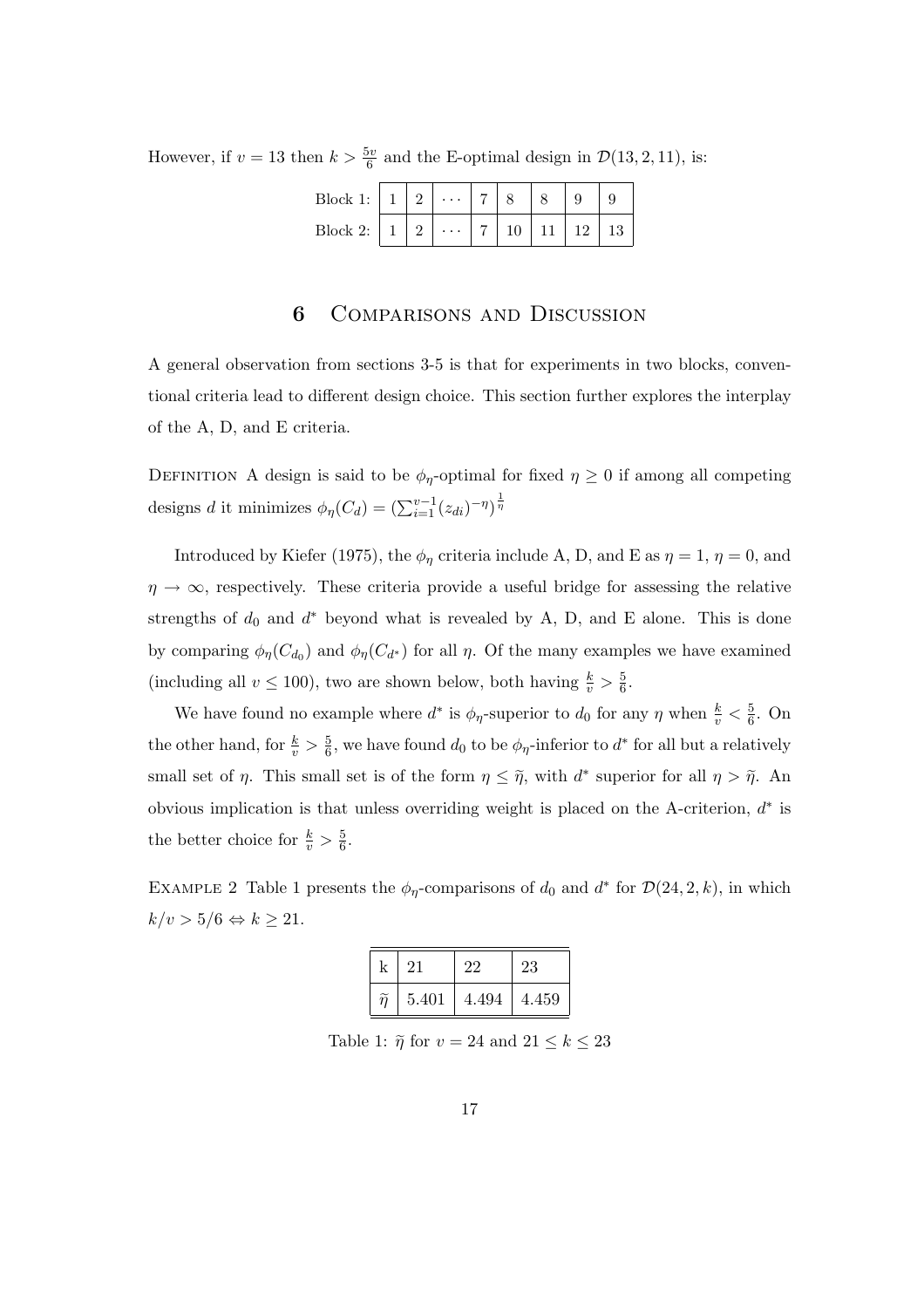However, if $v = 13$ then $k > \frac{5v}{6}$ and the E-optimal design in $\mathcal{D}(13, 2, 11)$, is:

| | | | | | | | | |
|---|---|---|---|---|---|---|---|---|
| Block 1: | 1 | 2 | $\cdots$ | 7 | 8 | 8 | 9 | 9 |
| Block 2: | 1 | 2 | $\cdots$ | 7 | 10 | 11 | 12 | 13 |

## 6 Comparisons and Discussion

A general observation from sections 3-5 is that for experiments in two blocks, conventional criteria lead to different design choice. This section further explores the interplay of the A, D, and E criteria.

Definition A design is said to be $\phi_\eta$-optimal for fixed $\eta \geq 0$ if among all competing designs $d$ it minimizes $\phi_\eta(C_d) = (\sum_{i=1}^{v-1}(z_{di})^{-\eta})^{\frac{1}{\eta}}$

Introduced by Kiefer (1975), the $\phi_\eta$ criteria include A, D, and E as $\eta = 1$, $\eta = 0$, and $\eta \to \infty$, respectively. These criteria provide a useful bridge for assessing the relative strengths of $d_0$ and $d^*$ beyond what is revealed by A, D, and E alone. This is done by comparing $\phi_\eta(C_{d_0})$ and $\phi_\eta(C_{d^*})$ for all $\eta$. Of the many examples we have examined (including all $v \leq 100$), two are shown below, both having $\frac{k}{v} > \frac{5}{6}$.

We have found no example where $d^*$ is $\phi_\eta$-superior to $d_0$ for any $\eta$ when $\frac{k}{v} < \frac{5}{6}$. On the other hand, for $\frac{k}{v} > \frac{5}{6}$, we have found $d_0$ to be $\phi_\eta$-inferior to $d^*$ for all but a relatively small set of $\eta$. This small set is of the form $\eta \leq \widetilde{\eta}$, with $d^*$ superior for all $\eta > \widetilde{\eta}$. An obvious implication is that unless overriding weight is placed on the A-criterion, $d^*$ is the better choice for $\frac{k}{v} > \frac{5}{6}$.

Example 2 Table 1 presents the $\phi_\eta$-comparisons of $d_0$ and $d^*$ for $\mathcal{D}(24, 2, k)$, in which $k/v > 5/6 \Leftrightarrow k \geq 21$.

| k | 21 | 22 | 23 |
|---|---|---|---|
| $\widetilde{\eta}$ | 5.401 | 4.494 | 4.459 |

Table 1: $\widetilde{\eta}$ for $v = 24$ and $21 \leq k \leq 23$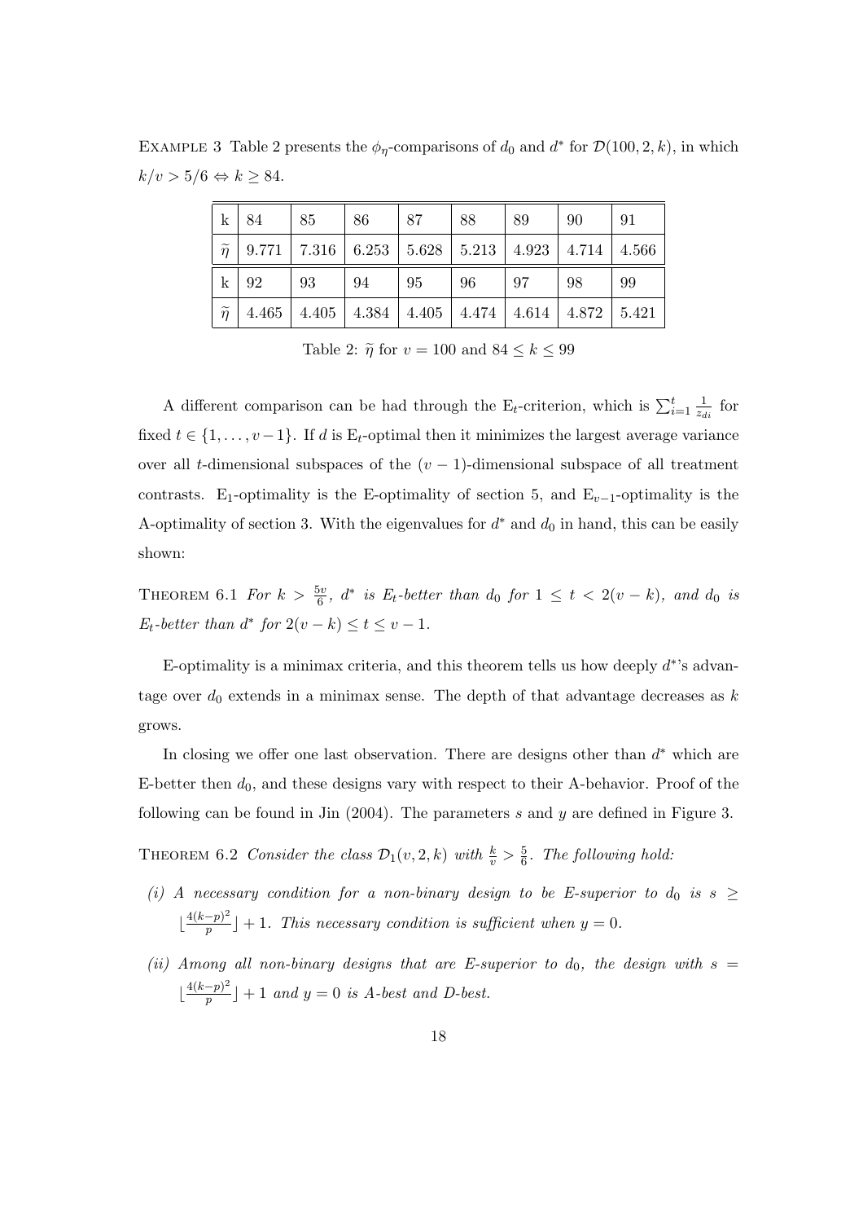Example 3 Table 2 presents the $\phi_\eta$-comparisons of $d_0$ and $d^*$ for $\mathcal{D}(100, 2, k)$, in which $k/v > 5/6 \Leftrightarrow k \geq 84$.

| k | 84 | 85 | 86 | 87 | 88 | 89 | 90 | 91 |
|---|---|---|---|---|---|---|---|---|
| $\widetilde{\eta}$ | 9.771 | 7.316 | 6.253 | 5.628 | 5.213 | 4.923 | 4.714 | 4.566 |
| k | 92 | 93 | 94 | 95 | 96 | 97 | 98 | 99 |
| $\widetilde{\eta}$ | 4.465 | 4.405 | 4.384 | 4.405 | 4.474 | 4.614 | 4.872 | 5.421 |

Table 2: $\widetilde{\eta}$ for $v = 100$ and $84 \leq k \leq 99$

A different comparison can be had through the $\text{E}_t$-criterion, which is $\sum_{i=1}^{t} \frac{1}{z_{di}}$ for fixed $t \in \{1, \ldots, v-1\}$. If $d$ is $\text{E}_t$-optimal then it minimizes the largest average variance over all $t$-dimensional subspaces of the $(v-1)$-dimensional subspace of all treatment contrasts. $\text{E}_1$-optimality is the E-optimality of section 5, and $\text{E}_{v-1}$-optimality is the A-optimality of section 3. With the eigenvalues for $d^*$ and $d_0$ in hand, this can be easily shown:

Theorem 6.1 *For $k > \frac{5v}{6}$, $d^*$ is $E_t$-better than $d_0$ for $1 \leq t < 2(v-k)$, and $d_0$ is $E_t$-better than $d^*$ for $2(v-k) \leq t \leq v-1$.*

E-optimality is a minimax criteria, and this theorem tells us how deeply $d^*$'s advantage over $d_0$ extends in a minimax sense. The depth of that advantage decreases as $k$ grows.

In closing we offer one last observation. There are designs other than $d^*$ which are E-better then $d_0$, and these designs vary with respect to their A-behavior. Proof of the following can be found in Jin (2004). The parameters $s$ and $y$ are defined in Figure 3.

Theorem 6.2 *Consider the class $\mathcal{D}_1(v, 2, k)$ with $\frac{k}{v} > \frac{5}{6}$. The following hold:*

- *(i) A necessary condition for a non-binary design to be E-superior to $d_0$ is $s \geq \lfloor \frac{4(k-p)^2}{p} \rfloor + 1$. This necessary condition is sufficient when $y = 0$.*
- *(ii) Among all non-binary designs that are E-superior to $d_0$, the design with $s = \lfloor \frac{4(k-p)^2}{p} \rfloor + 1$ and $y = 0$ is A-best and D-best.*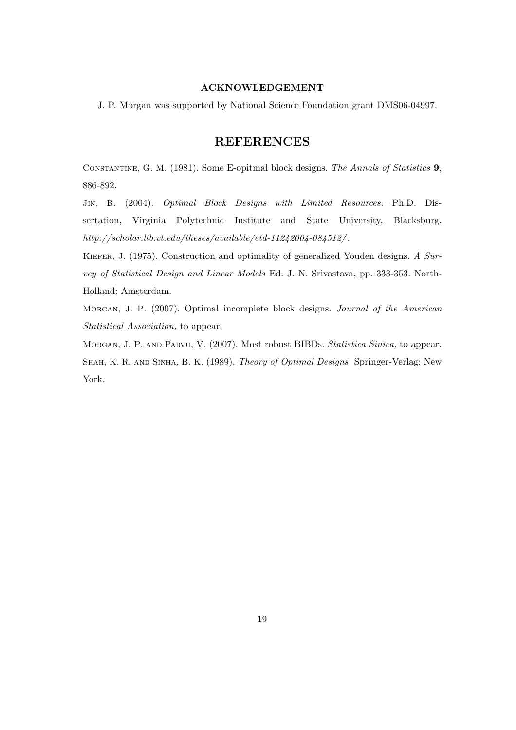### ACKNOWLEDGEMENT

J. P. Morgan was supported by National Science Foundation grant DMS06-04997.

## REFERENCES

Constantine, G. M. (1981). Some E-opitmal block designs. *The Annals of Statistics* **9**, 886-892.

Jin, B. (2004). *Optimal Block Designs with Limited Resources*. Ph.D. Dissertation, Virginia Polytechnic Institute and State University, Blacksburg. *http://scholar.lib.vt.edu/theses/available/etd-11242004-084512/*.

Kiefer, J. (1975). Construction and optimality of generalized Youden designs. *A Survey of Statistical Design and Linear Models* Ed. J. N. Srivastava, pp. 333-353. North-Holland: Amsterdam.

Morgan, J. P. (2007). Optimal incomplete block designs. *Journal of the American Statistical Association,* to appear.

Morgan, J. P. and Parvu, V. (2007). Most robust BIBDs. *Statistica Sinica,* to appear.

Shah, K. R. and Sinha, B. K. (1989). *Theory of Optimal Designs*. Springer-Verlag: New York.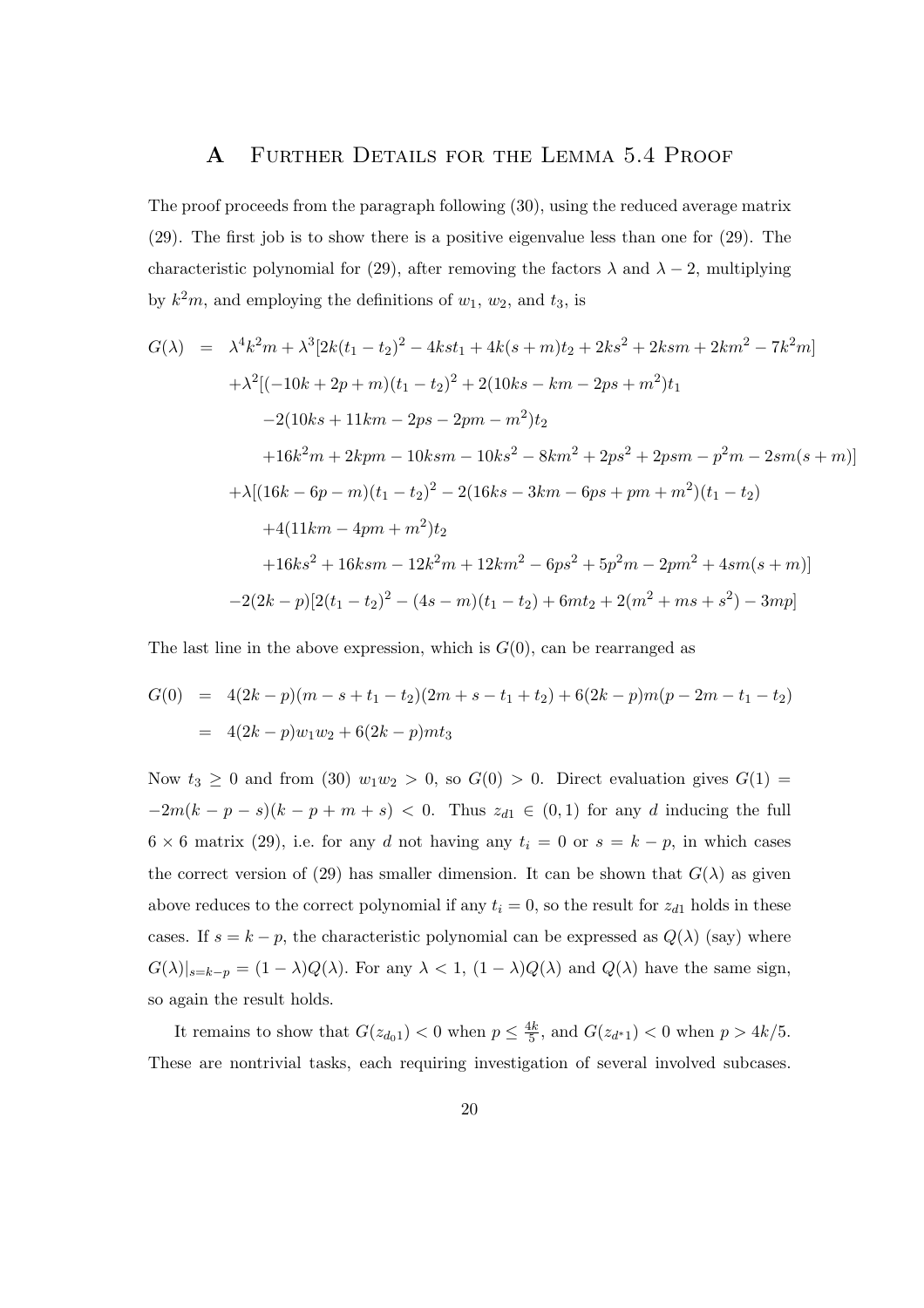# A Further Details for the Lemma 5.4 Proof

The proof proceeds from the paragraph following (30), using the reduced average matrix (29). The first job is to show there is a positive eigenvalue less than one for (29). The characteristic polynomial for (29), after removing the factors $\lambda$ and $\lambda - 2$, multiplying by $k^2m$, and employing the definitions of $w_1$, $w_2$, and $t_3$, is

$$
\begin{aligned}
G(\lambda) \;=\; & \lambda^4 k^2 m + \lambda^3[2k(t_1-t_2)^2 - 4kst_1 + 4k(s+m)t_2 + 2ks^2 + 2ksm + 2km^2 - 7k^2m] \\
& + \lambda^2[(-10k+2p+m)(t_1-t_2)^2 + 2(10ks - km - 2ps + m^2)t_1 \\
& \qquad -2(10ks + 11km - 2ps - 2pm - m^2)t_2 \\
& \qquad +16k^2m + 2kpm - 10ksm - 10ks^2 - 8km^2 + 2ps^2 + 2psm - p^2m - 2sm(s+m)] \\
& + \lambda[(16k - 6p - m)(t_1-t_2)^2 - 2(16ks - 3km - 6ps + pm + m^2)(t_1 - t_2) \\
& \qquad +4(11km - 4pm + m^2)t_2 \\
& \qquad +16ks^2 + 16ksm - 12k^2m + 12km^2 - 6ps^2 + 5p^2m - 2pm^2 + 4sm(s+m)] \\
& -2(2k-p)[2(t_1-t_2)^2 - (4s-m)(t_1-t_2) + 6mt_2 + 2(m^2+ms+s^2) - 3mp]
\end{aligned}
$$

The last line in the above expression, which is $G(0)$, can be rearranged as

$$
\begin{aligned}
G(0) &= 4(2k-p)(m-s+t_1-t_2)(2m+s-t_1+t_2) + 6(2k-p)m(p-2m-t_1-t_2) \\
&= 4(2k-p)w_1w_2 + 6(2k-p)mt_3
\end{aligned}
$$

Now $t_3 \geq 0$ and from (30) $w_1w_2 > 0$, so $G(0) > 0$. Direct evaluation gives $G(1) = -2m(k-p-s)(k-p+m+s) < 0$. Thus $z_{d1} \in (0,1)$ for any $d$ inducing the full $6 \times 6$ matrix (29), i.e. for any $d$ not having any $t_i = 0$ or $s = k - p$, in which cases the correct version of (29) has smaller dimension. It can be shown that $G(\lambda)$ as given above reduces to the correct polynomial if any $t_i = 0$, so the result for $z_{d1}$ holds in these cases. If $s = k - p$, the characteristic polynomial can be expressed as $Q(\lambda)$ (say) where $G(\lambda)|_{s=k-p} = (1-\lambda)Q(\lambda)$. For any $\lambda < 1$, $(1-\lambda)Q(\lambda)$ and $Q(\lambda)$ have the same sign, so again the result holds.

It remains to show that $G(z_{d_01}) < 0$ when $p \leq \frac{4k}{5}$, and $G(z_{d^*1}) < 0$ when $p > 4k/5$. These are nontrivial tasks, each requiring investigation of several involved subcases.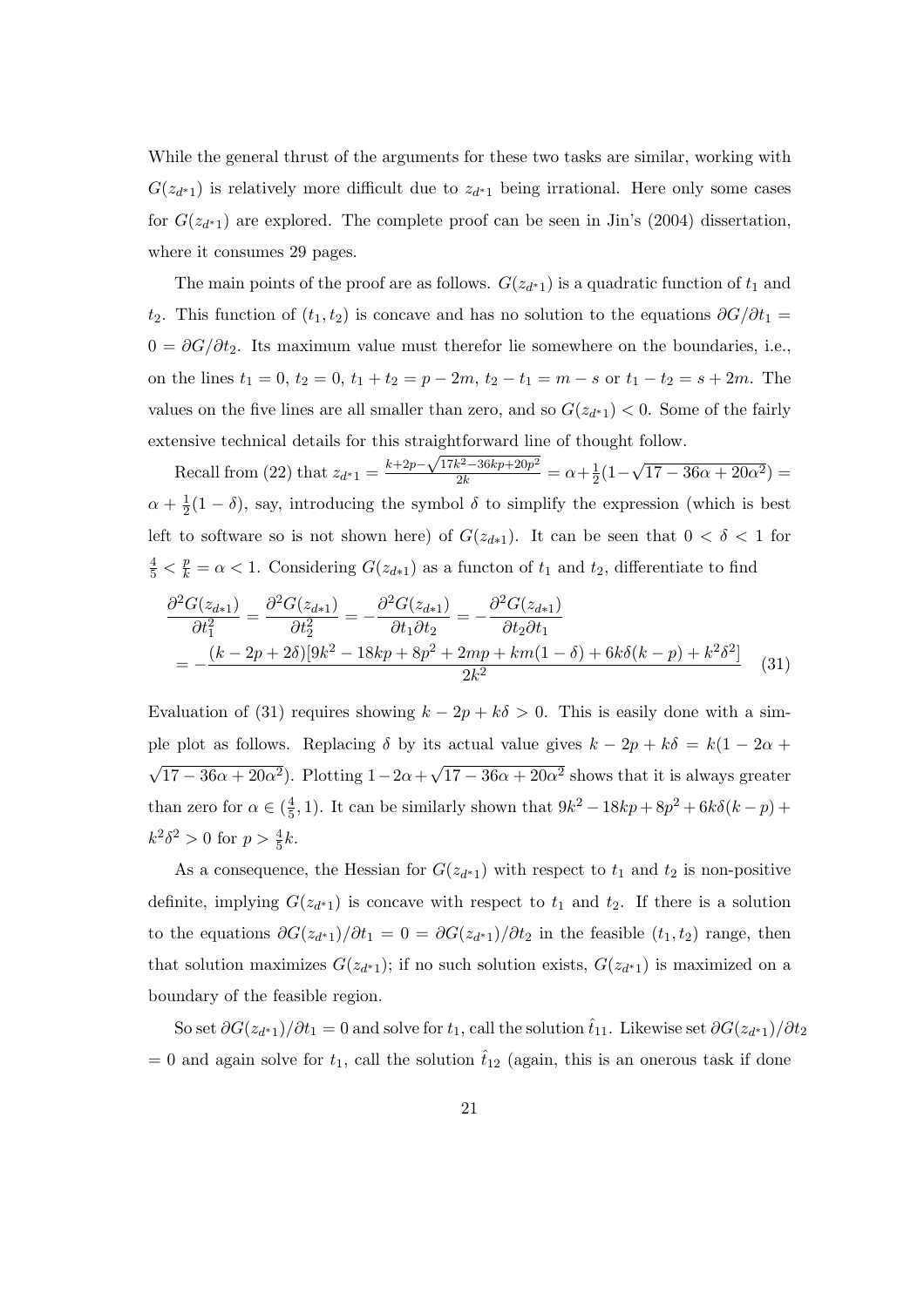While the general thrust of the arguments for these two tasks are similar, working with $G(z_{d^*1})$ is relatively more difficult due to $z_{d^*1}$ being irrational. Here only some cases for $G(z_{d^*1})$ are explored. The complete proof can be seen in Jin's (2004) dissertation, where it consumes 29 pages.

The main points of the proof are as follows. $G(z_{d^*1})$ is a quadratic function of $t_1$ and $t_2$. This function of $(t_1, t_2)$ is concave and has no solution to the equations $\partial G/\partial t_1 = 0 = \partial G/\partial t_2$. Its maximum value must therefor lie somewhere on the boundaries, i.e., on the lines $t_1 = 0$, $t_2 = 0$, $t_1 + t_2 = p - 2m$, $t_2 - t_1 = m - s$ or $t_1 - t_2 = s + 2m$. The values on the five lines are all smaller than zero, and so $G(z_{d^*1}) < 0$. Some of the fairly extensive technical details for this straightforward line of thought follow.

Recall from (22) that $z_{d^*1} = \frac{k+2p-\sqrt{17k^2-36kp+20p^2}}{2k} = \alpha + \frac{1}{2}(1 - \sqrt{17 - 36\alpha + 20\alpha^2}) = \alpha + \frac{1}{2}(1 - \delta)$, say, introducing the symbol $\delta$ to simplify the expression (which is best left to software so is not shown here) of $G(z_{d*1})$. It can be seen that $0 < \delta < 1$ for $\frac{4}{5} < \frac{p}{k} = \alpha < 1$. Considering $G(z_{d*1})$ as a functon of $t_1$ and $t_2$, differentiate to find

$$
\begin{aligned}
&\frac{\partial^2 G(z_{d*1})}{\partial t_1^2} = \frac{\partial^2 G(z_{d*1})}{\partial t_2^2} = -\frac{\partial^2 G(z_{d*1})}{\partial t_1 \partial t_2} = -\frac{\partial^2 G(z_{d*1})}{\partial t_2 \partial t_1} \\
&= -\frac{(k - 2p + 2\delta)[9k^2 - 18kp + 8p^2 + 2mp + km(1 - \delta) + 6k\delta(k - p) + k^2\delta^2]}{2k^2} \qquad (31)
\end{aligned}
$$

Evaluation of (31) requires showing $k - 2p + k\delta > 0$. This is easily done with a simple plot as follows. Replacing $\delta$ by its actual value gives $k - 2p + k\delta = k(1 - 2\alpha + \sqrt{17 - 36\alpha + 20\alpha^2})$. Plotting $1 - 2\alpha + \sqrt{17 - 36\alpha + 20\alpha^2}$ shows that it is always greater than zero for $\alpha \in (\frac{4}{5}, 1)$. It can be similarly shown that $9k^2 - 18kp + 8p^2 + 6k\delta(k - p) + k^2\delta^2 > 0$ for $p > \frac{4}{5}k$.

As a consequence, the Hessian for $G(z_{d^*1})$ with respect to $t_1$ and $t_2$ is non-positive definite, implying $G(z_{d^*1})$ is concave with respect to $t_1$ and $t_2$. If there is a solution to the equations $\partial G(z_{d^*1})/\partial t_1 = 0 = \partial G(z_{d^*1})/\partial t_2$ in the feasible $(t_1, t_2)$ range, then that solution maximizes $G(z_{d^*1})$; if no such solution exists, $G(z_{d^*1})$ is maximized on a boundary of the feasible region.

So set $\partial G(z_{d^*1})/\partial t_1 = 0$ and solve for $t_1$, call the solution $\hat{t}_{11}$. Likewise set $\partial G(z_{d^*1})/\partial t_2 = 0$ and again solve for $t_1$, call the solution $\hat{t}_{12}$ (again, this is an onerous task if done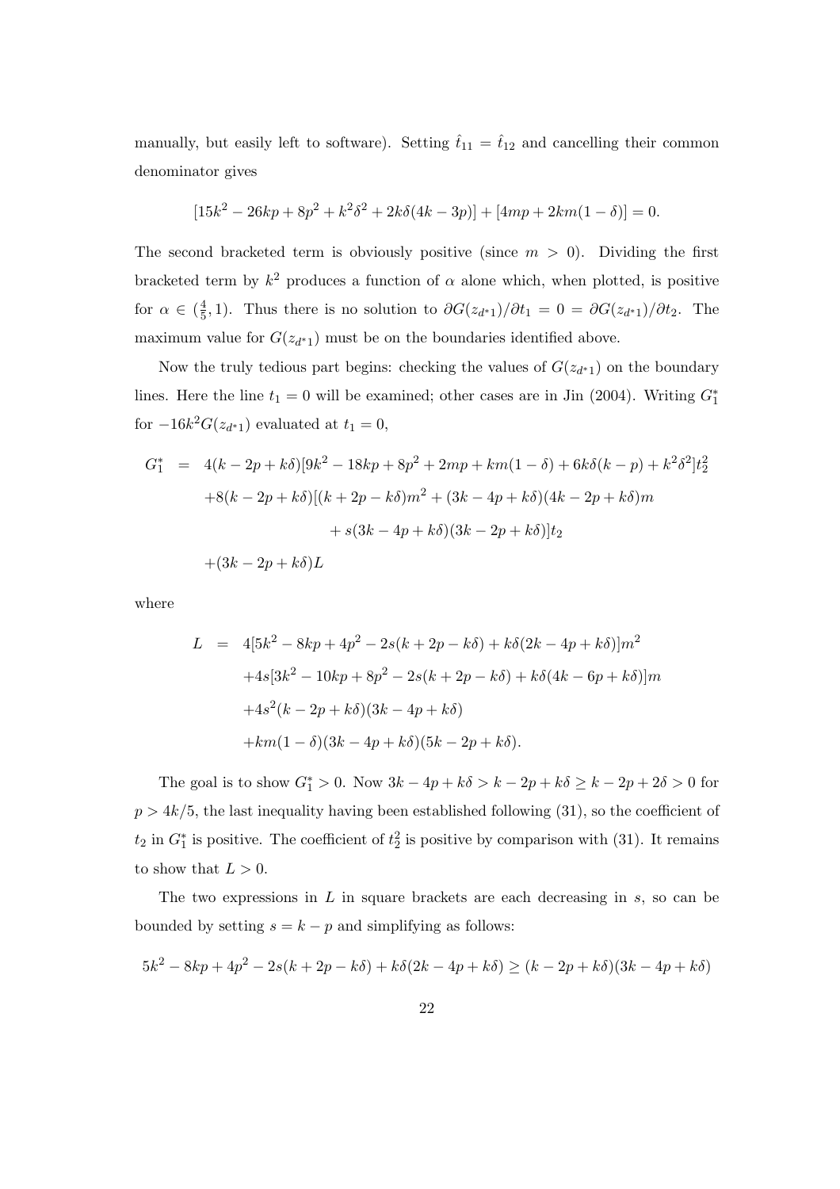manually, but easily left to software). Setting $\hat{t}_{11} = \hat{t}_{12}$ and cancelling their common denominator gives

$$[15k^2 - 26kp + 8p^2 + k^2\delta^2 + 2k\delta(4k - 3p)] + [4mp + 2km(1 - \delta)] = 0.$$

The second bracketed term is obviously positive (since $m > 0$). Dividing the first bracketed term by $k^2$ produces a function of $\alpha$ alone which, when plotted, is positive for $\alpha \in (\frac{4}{5}, 1)$. Thus there is no solution to $\partial G(z_{d^*1})/\partial t_1 = 0 = \partial G(z_{d^*1})/\partial t_2$. The maximum value for $G(z_{d^*1})$ must be on the boundaries identified above.

Now the truly tedious part begins: checking the values of $G(z_{d^*1})$ on the boundary lines. Here the line $t_1 = 0$ will be examined; other cases are in Jin (2004). Writing $G_1^*$ for $-16k^2 G(z_{d^*1})$ evaluated at $t_1 = 0$,

$$\begin{aligned}
G_1^* &= 4(k - 2p + k\delta)[9k^2 - 18kp + 8p^2 + 2mp + km(1 - \delta) + 6k\delta(k - p) + k^2\delta^2]t_2^2 \\
&\quad + 8(k - 2p + k\delta)[(k + 2p - k\delta)m^2 + (3k - 4p + k\delta)(4k - 2p + k\delta)m \\
&\qquad\qquad + s(3k - 4p + k\delta)(3k - 2p + k\delta)]t_2 \\
&\quad + (3k - 2p + k\delta)L
\end{aligned}$$

where

$$\begin{aligned}
L &= 4[5k^2 - 8kp + 4p^2 - 2s(k + 2p - k\delta) + k\delta(2k - 4p + k\delta)]m^2 \\
&\quad + 4s[3k^2 - 10kp + 8p^2 - 2s(k + 2p - k\delta) + k\delta(4k - 6p + k\delta)]m \\
&\quad + 4s^2(k - 2p + k\delta)(3k - 4p + k\delta) \\
&\quad + km(1 - \delta)(3k - 4p + k\delta)(5k - 2p + k\delta).
\end{aligned}$$

The goal is to show $G_1^* > 0$. Now $3k - 4p + k\delta > k - 2p + k\delta \geq k - 2p + 2\delta > 0$ for $p > 4k/5$, the last inequality having been established following (31), so the coefficient of $t_2$ in $G_1^*$ is positive. The coefficient of $t_2^2$ is positive by comparison with (31). It remains to show that $L > 0$.

The two expressions in $L$ in square brackets are each decreasing in $s$, so can be bounded by setting $s = k - p$ and simplifying as follows:

$$5k^2 - 8kp + 4p^2 - 2s(k + 2p - k\delta) + k\delta(2k - 4p + k\delta) \geq (k - 2p + k\delta)(3k - 4p + k\delta)$$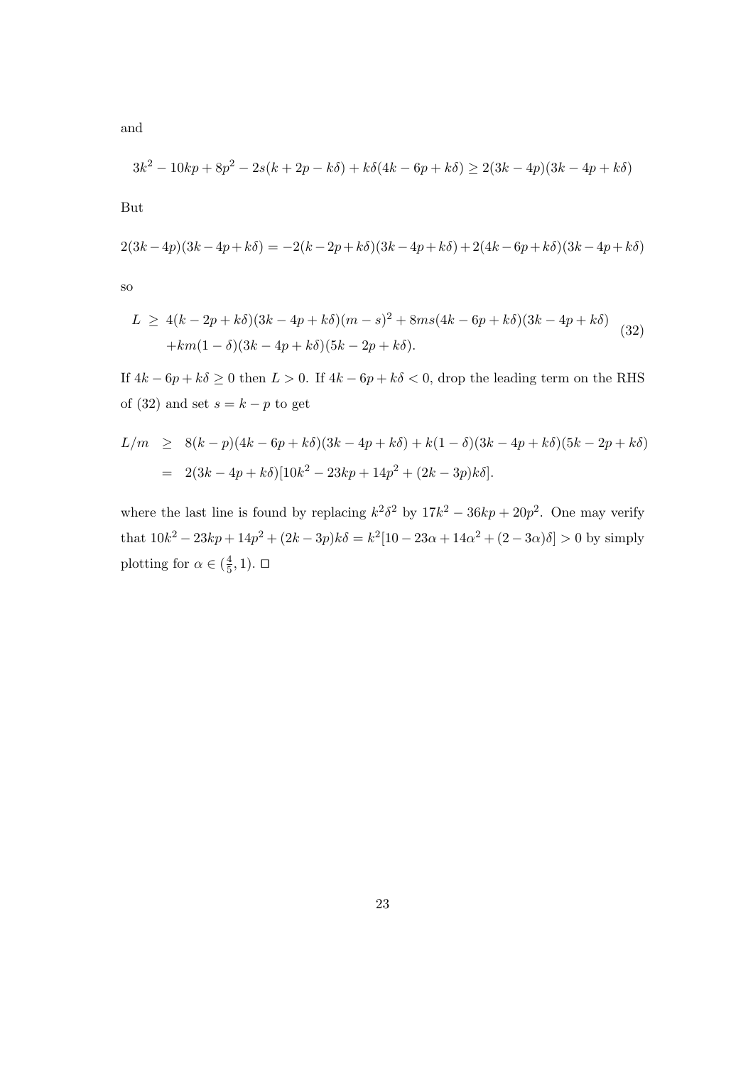and

$$3k^2 - 10kp + 8p^2 - 2s(k + 2p - k\delta) + k\delta(4k - 6p + k\delta) \geq 2(3k - 4p)(3k - 4p + k\delta)$$

But

$$2(3k-4p)(3k-4p+k\delta) = -2(k-2p+k\delta)(3k-4p+k\delta) + 2(4k-6p+k\delta)(3k-4p+k\delta)$$

so

$$\begin{aligned} L \;\geq\; & 4(k-2p+k\delta)(3k-4p+k\delta)(m-s)^2 + 8ms(4k-6p+k\delta)(3k-4p+k\delta) \\ & + km(1-\delta)(3k-4p+k\delta)(5k-2p+k\delta). \end{aligned} \tag{32}$$

If $4k - 6p + k\delta \geq 0$ then $L > 0$. If $4k - 6p + k\delta < 0$, drop the leading term on the RHS of (32) and set $s = k - p$ to get

$$\begin{aligned} L/m \;&\geq\; 8(k-p)(4k-6p+k\delta)(3k-4p+k\delta) + k(1-\delta)(3k-4p+k\delta)(5k-2p+k\delta) \\ &=\; 2(3k-4p+k\delta)[10k^2 - 23kp + 14p^2 + (2k-3p)k\delta]. \end{aligned}$$

where the last line is found by replacing $k^2\delta^2$ by $17k^2 - 36kp + 20p^2$. One may verify that $10k^2 - 23kp + 14p^2 + (2k-3p)k\delta = k^2[10 - 23\alpha + 14\alpha^2 + (2 - 3\alpha)\delta] > 0$ by simply plotting for $\alpha \in (\frac{4}{5}, 1)$. $\square$